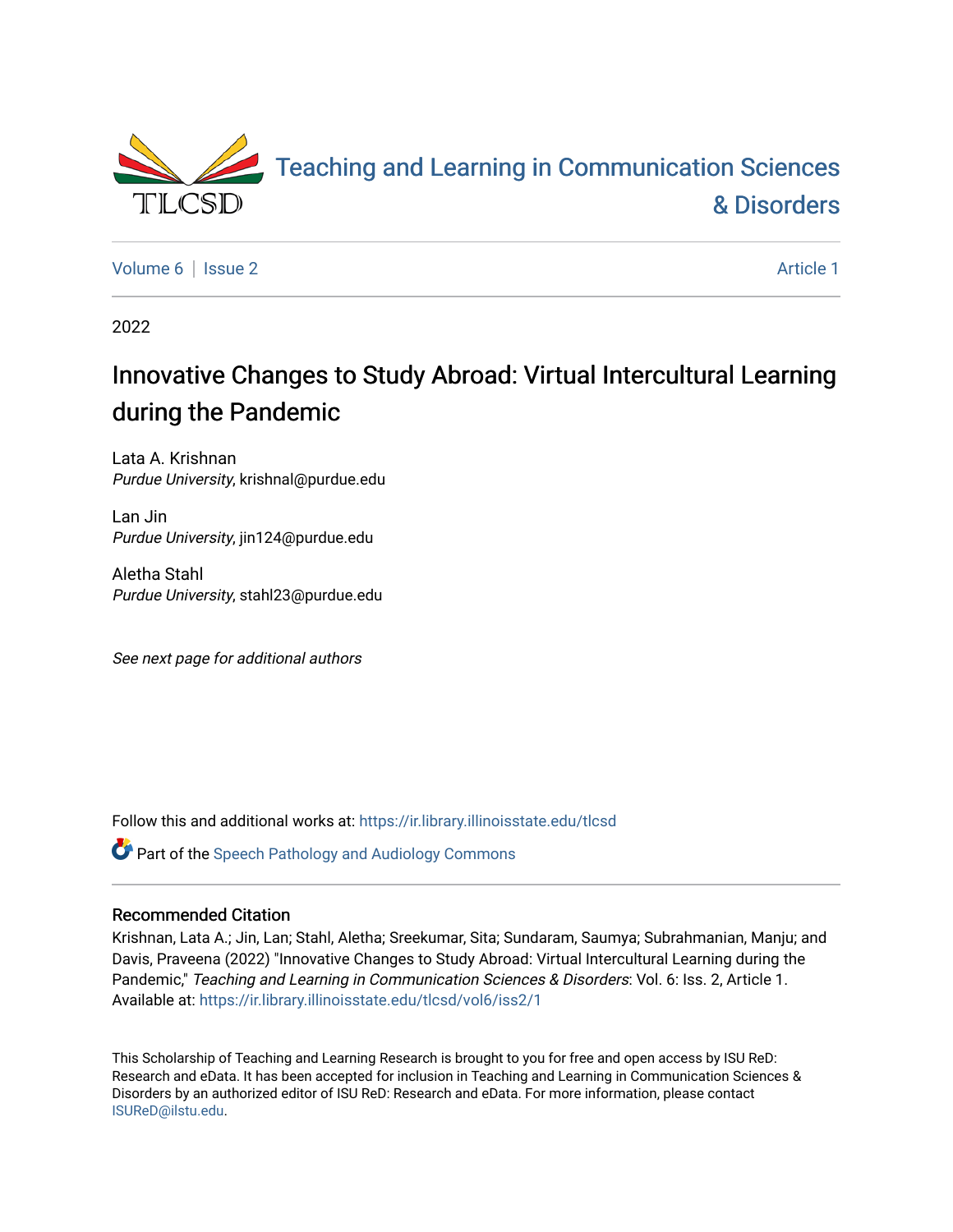# Teaching and Learning in Communication Sciences & Disorders

Volume 6 | Issue 2 — Article 1

2022

## Innovative Changes to Study Abroad: Virtual Intercultural Learning during the Pandemic

Lata A. Krishnan
*Purdue University*, krishnal@purdue.edu

Lan Jin
*Purdue University*, jin124@purdue.edu

Aletha Stahl
*Purdue University*, stahl23@purdue.edu

*See next page for additional authors*

Follow this and additional works at: https://ir.library.illinoisstate.edu/tlcsd

Part of the Speech Pathology and Audiology Commons

### Recommended Citation

Krishnan, Lata A.; Jin, Lan; Stahl, Aletha; Sreekumar, Sita; Sundaram, Saumya; Subrahmanian, Manju; and Davis, Praveena (2022) "Innovative Changes to Study Abroad: Virtual Intercultural Learning during the Pandemic," *Teaching and Learning in Communication Sciences & Disorders*: Vol. 6: Iss. 2, Article 1.
Available at: https://ir.library.illinoisstate.edu/tlcsd/vol6/iss2/1

This Scholarship of Teaching and Learning Research is brought to you for free and open access by ISU ReD: Research and eData. It has been accepted for inclusion in Teaching and Learning in Communication Sciences & Disorders by an authorized editor of ISU ReD: Research and eData. For more information, please contact ISUReD@ilstu.edu.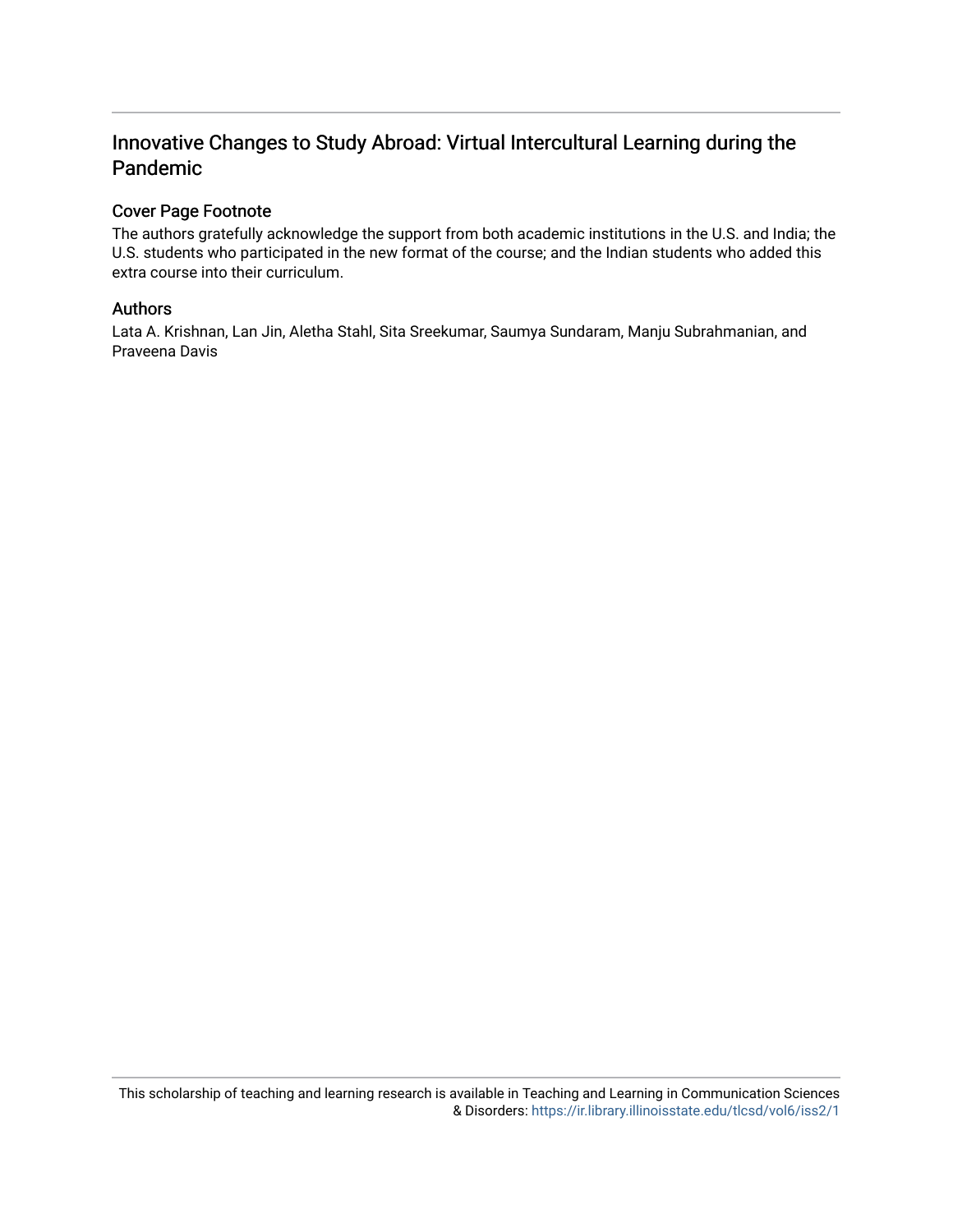# Innovative Changes to Study Abroad: Virtual Intercultural Learning during the Pandemic

## Cover Page Footnote

The authors gratefully acknowledge the support from both academic institutions in the U.S. and India; the U.S. students who participated in the new format of the course; and the Indian students who added this extra course into their curriculum.

## Authors

Lata A. Krishnan, Lan Jin, Aletha Stahl, Sita Sreekumar, Saumya Sundaram, Manju Subrahmanian, and Praveena Davis

This scholarship of teaching and learning research is available in Teaching and Learning in Communication Sciences & Disorders: https://ir.library.illinoisstate.edu/tlcsd/vol6/iss2/1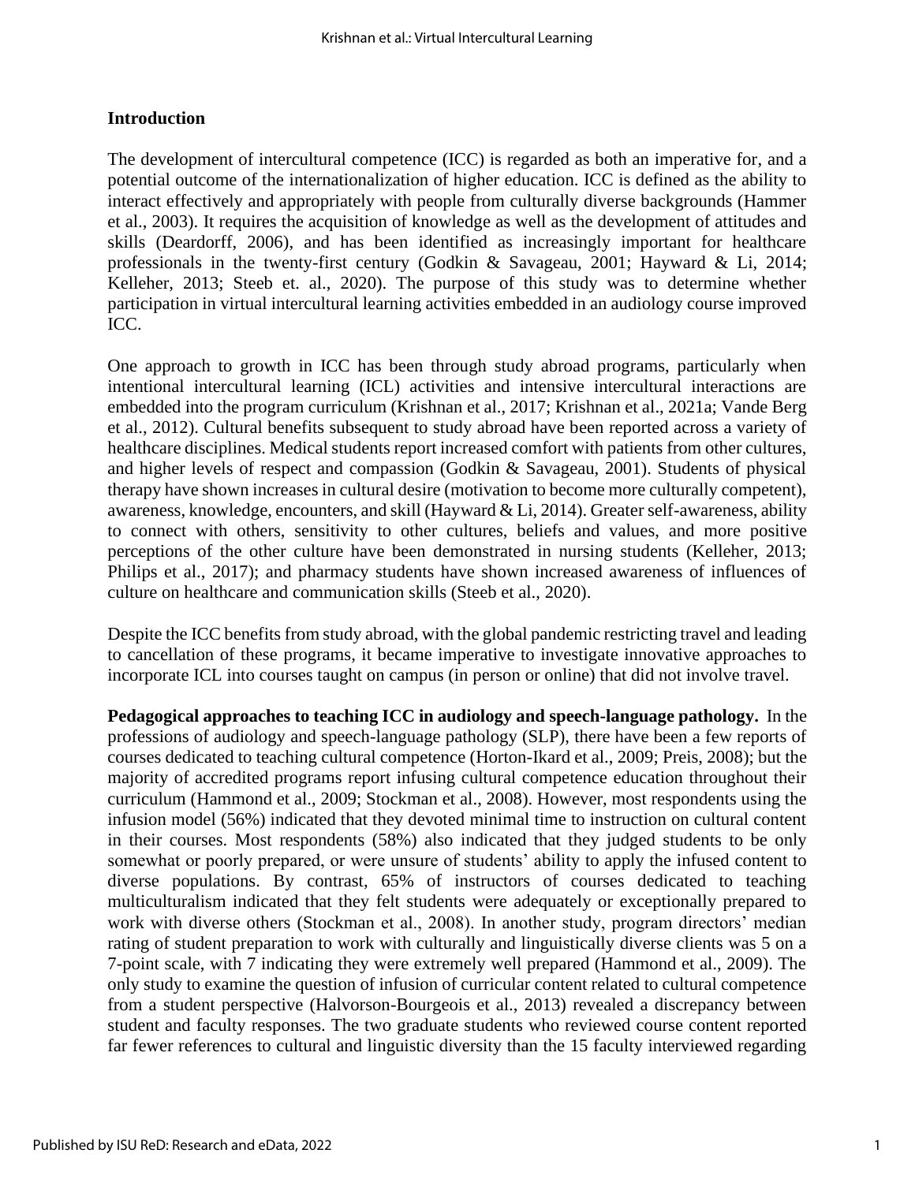## Introduction

The development of intercultural competence (ICC) is regarded as both an imperative for, and a potential outcome of the internationalization of higher education. ICC is defined as the ability to interact effectively and appropriately with people from culturally diverse backgrounds (Hammer et al., 2003). It requires the acquisition of knowledge as well as the development of attitudes and skills (Deardorff, 2006), and has been identified as increasingly important for healthcare professionals in the twenty-first century (Godkin & Savageau, 2001; Hayward & Li, 2014; Kelleher, 2013; Steeb et. al., 2020). The purpose of this study was to determine whether participation in virtual intercultural learning activities embedded in an audiology course improved ICC.

One approach to growth in ICC has been through study abroad programs, particularly when intentional intercultural learning (ICL) activities and intensive intercultural interactions are embedded into the program curriculum (Krishnan et al., 2017; Krishnan et al., 2021a; Vande Berg et al., 2012). Cultural benefits subsequent to study abroad have been reported across a variety of healthcare disciplines. Medical students report increased comfort with patients from other cultures, and higher levels of respect and compassion (Godkin & Savageau, 2001). Students of physical therapy have shown increases in cultural desire (motivation to become more culturally competent), awareness, knowledge, encounters, and skill (Hayward & Li, 2014). Greater self-awareness, ability to connect with others, sensitivity to other cultures, beliefs and values, and more positive perceptions of the other culture have been demonstrated in nursing students (Kelleher, 2013; Philips et al., 2017); and pharmacy students have shown increased awareness of influences of culture on healthcare and communication skills (Steeb et al., 2020).

Despite the ICC benefits from study abroad, with the global pandemic restricting travel and leading to cancellation of these programs, it became imperative to investigate innovative approaches to incorporate ICL into courses taught on campus (in person or online) that did not involve travel.

**Pedagogical approaches to teaching ICC in audiology and speech-language pathology.** In the professions of audiology and speech-language pathology (SLP), there have been a few reports of courses dedicated to teaching cultural competence (Horton-Ikard et al., 2009; Preis, 2008); but the majority of accredited programs report infusing cultural competence education throughout their curriculum (Hammond et al., 2009; Stockman et al., 2008). However, most respondents using the infusion model (56%) indicated that they devoted minimal time to instruction on cultural content in their courses. Most respondents (58%) also indicated that they judged students to be only somewhat or poorly prepared, or were unsure of students' ability to apply the infused content to diverse populations. By contrast, 65% of instructors of courses dedicated to teaching multiculturalism indicated that they felt students were adequately or exceptionally prepared to work with diverse others (Stockman et al., 2008). In another study, program directors' median rating of student preparation to work with culturally and linguistically diverse clients was 5 on a 7-point scale, with 7 indicating they were extremely well prepared (Hammond et al., 2009). The only study to examine the question of infusion of curricular content related to cultural competence from a student perspective (Halvorson-Bourgeois et al., 2013) revealed a discrepancy between student and faculty responses. The two graduate students who reviewed course content reported far fewer references to cultural and linguistic diversity than the 15 faculty interviewed regarding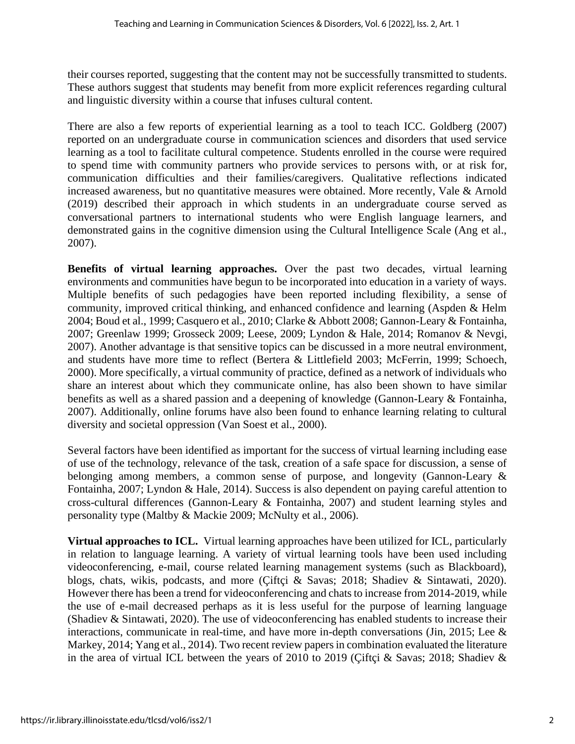their courses reported, suggesting that the content may not be successfully transmitted to students. These authors suggest that students may benefit from more explicit references regarding cultural and linguistic diversity within a course that infuses cultural content.

There are also a few reports of experiential learning as a tool to teach ICC. Goldberg (2007) reported on an undergraduate course in communication sciences and disorders that used service learning as a tool to facilitate cultural competence. Students enrolled in the course were required to spend time with community partners who provide services to persons with, or at risk for, communication difficulties and their families/caregivers. Qualitative reflections indicated increased awareness, but no quantitative measures were obtained. More recently, Vale & Arnold (2019) described their approach in which students in an undergraduate course served as conversational partners to international students who were English language learners, and demonstrated gains in the cognitive dimension using the Cultural Intelligence Scale (Ang et al., 2007).

**Benefits of virtual learning approaches.** Over the past two decades, virtual learning environments and communities have begun to be incorporated into education in a variety of ways. Multiple benefits of such pedagogies have been reported including flexibility, a sense of community, improved critical thinking, and enhanced confidence and learning (Aspden & Helm 2004; Boud et al., 1999; Casquero et al., 2010; Clarke & Abbott 2008; Gannon-Leary & Fontainha, 2007; Greenlaw 1999; Grosseck 2009; Leese, 2009; Lyndon & Hale, 2014; Romanov & Nevgi, 2007). Another advantage is that sensitive topics can be discussed in a more neutral environment, and students have more time to reflect (Bertera & Littlefield 2003; McFerrin, 1999; Schoech, 2000). More specifically, a virtual community of practice, defined as a network of individuals who share an interest about which they communicate online, has also been shown to have similar benefits as well as a shared passion and a deepening of knowledge (Gannon-Leary & Fontainha, 2007). Additionally, online forums have also been found to enhance learning relating to cultural diversity and societal oppression (Van Soest et al., 2000).

Several factors have been identified as important for the success of virtual learning including ease of use of the technology, relevance of the task, creation of a safe space for discussion, a sense of belonging among members, a common sense of purpose, and longevity (Gannon-Leary & Fontainha, 2007; Lyndon & Hale, 2014). Success is also dependent on paying careful attention to cross-cultural differences (Gannon-Leary & Fontainha, 2007) and student learning styles and personality type (Maltby & Mackie 2009; McNulty et al., 2006).

**Virtual approaches to ICL.** Virtual learning approaches have been utilized for ICL, particularly in relation to language learning. A variety of virtual learning tools have been used including videoconferencing, e-mail, course related learning management systems (such as Blackboard), blogs, chats, wikis, podcasts, and more (Çiftçi & Savas; 2018; Shadiev & Sintawati, 2020). However there has been a trend for videoconferencing and chats to increase from 2014-2019, while the use of e-mail decreased perhaps as it is less useful for the purpose of learning language (Shadiev & Sintawati, 2020). The use of videoconferencing has enabled students to increase their interactions, communicate in real-time, and have more in-depth conversations (Jin, 2015; Lee & Markey, 2014; Yang et al., 2014). Two recent review papers in combination evaluated the literature in the area of virtual ICL between the years of 2010 to 2019 (Çiftçi & Savas; 2018; Shadiev &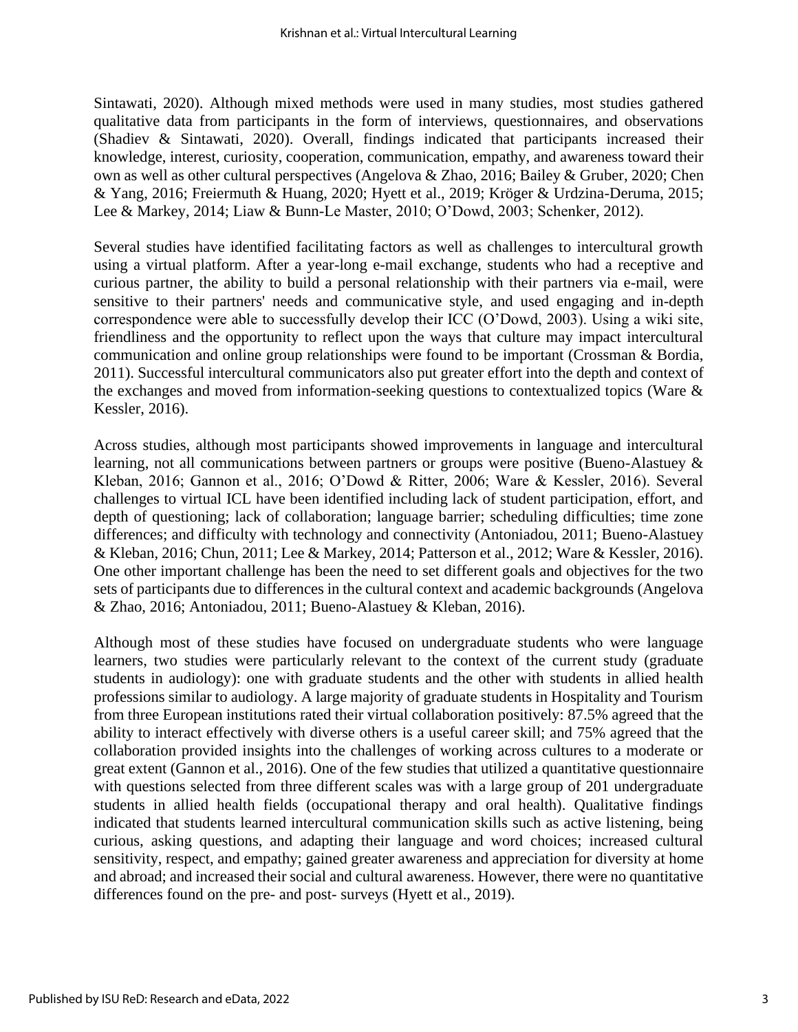Sintawati, 2020). Although mixed methods were used in many studies, most studies gathered qualitative data from participants in the form of interviews, questionnaires, and observations (Shadiev & Sintawati, 2020). Overall, findings indicated that participants increased their knowledge, interest, curiosity, cooperation, communication, empathy, and awareness toward their own as well as other cultural perspectives (Angelova & Zhao, 2016; Bailey & Gruber, 2020; Chen & Yang, 2016; Freiermuth & Huang, 2020; Hyett et al., 2019; Kröger & Urdzina-Deruma, 2015; Lee & Markey, 2014; Liaw & Bunn-Le Master, 2010; O'Dowd, 2003; Schenker, 2012).

Several studies have identified facilitating factors as well as challenges to intercultural growth using a virtual platform. After a year-long e-mail exchange, students who had a receptive and curious partner, the ability to build a personal relationship with their partners via e-mail, were sensitive to their partners' needs and communicative style, and used engaging and in-depth correspondence were able to successfully develop their ICC (O'Dowd, 2003). Using a wiki site, friendliness and the opportunity to reflect upon the ways that culture may impact intercultural communication and online group relationships were found to be important (Crossman & Bordia, 2011). Successful intercultural communicators also put greater effort into the depth and context of the exchanges and moved from information-seeking questions to contextualized topics (Ware & Kessler, 2016).

Across studies, although most participants showed improvements in language and intercultural learning, not all communications between partners or groups were positive (Bueno-Alastuey & Kleban, 2016; Gannon et al., 2016; O'Dowd & Ritter, 2006; Ware & Kessler, 2016). Several challenges to virtual ICL have been identified including lack of student participation, effort, and depth of questioning; lack of collaboration; language barrier; scheduling difficulties; time zone differences; and difficulty with technology and connectivity (Antoniadou, 2011; Bueno-Alastuey & Kleban, 2016; Chun, 2011; Lee & Markey, 2014; Patterson et al., 2012; Ware & Kessler, 2016). One other important challenge has been the need to set different goals and objectives for the two sets of participants due to differences in the cultural context and academic backgrounds (Angelova & Zhao, 2016; Antoniadou, 2011; Bueno-Alastuey & Kleban, 2016).

Although most of these studies have focused on undergraduate students who were language learners, two studies were particularly relevant to the context of the current study (graduate students in audiology): one with graduate students and the other with students in allied health professions similar to audiology. A large majority of graduate students in Hospitality and Tourism from three European institutions rated their virtual collaboration positively: 87.5% agreed that the ability to interact effectively with diverse others is a useful career skill; and 75% agreed that the collaboration provided insights into the challenges of working across cultures to a moderate or great extent (Gannon et al., 2016). One of the few studies that utilized a quantitative questionnaire with questions selected from three different scales was with a large group of 201 undergraduate students in allied health fields (occupational therapy and oral health). Qualitative findings indicated that students learned intercultural communication skills such as active listening, being curious, asking questions, and adapting their language and word choices; increased cultural sensitivity, respect, and empathy; gained greater awareness and appreciation for diversity at home and abroad; and increased their social and cultural awareness. However, there were no quantitative differences found on the pre- and post- surveys (Hyett et al., 2019).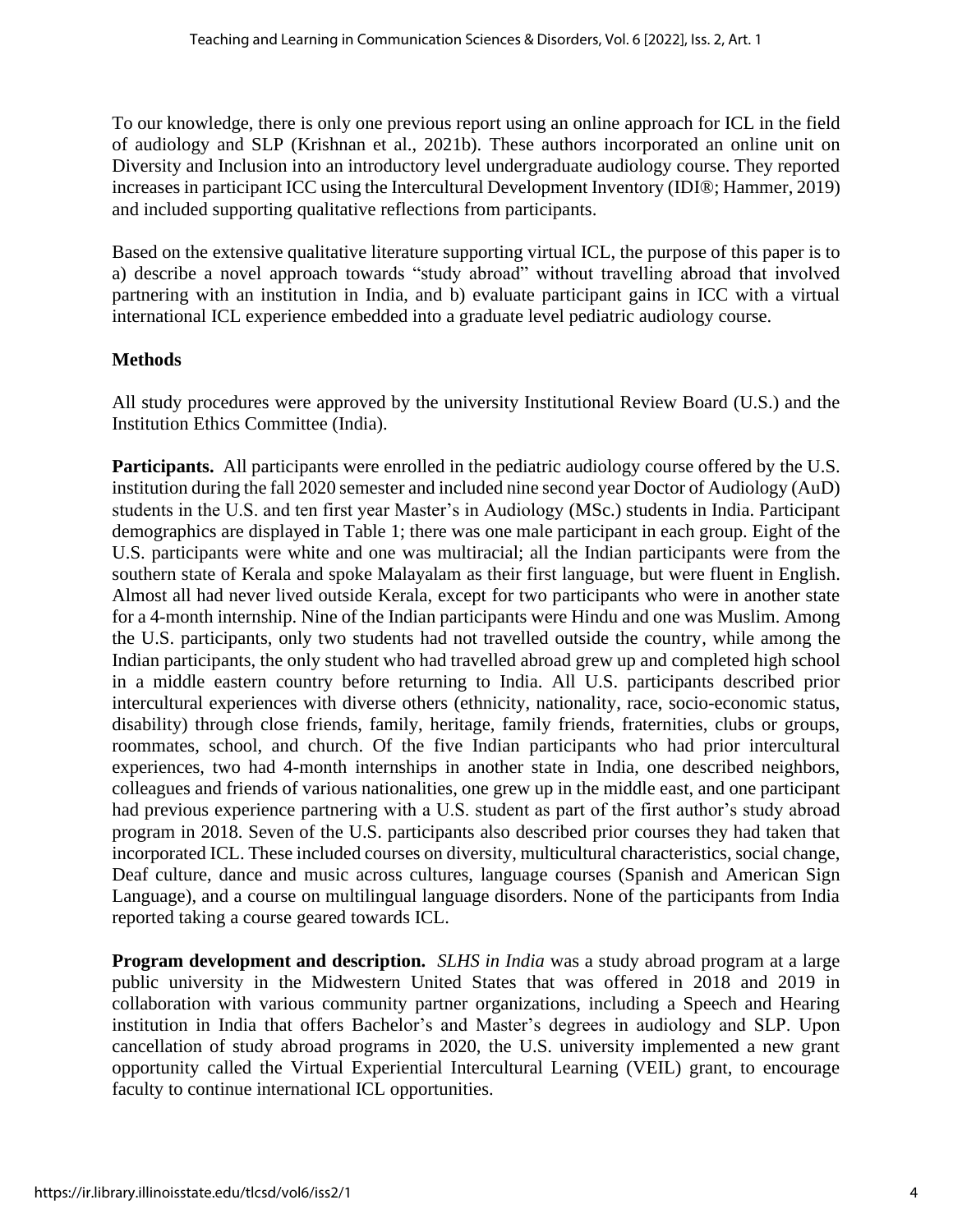To our knowledge, there is only one previous report using an online approach for ICL in the field of audiology and SLP (Krishnan et al., 2021b). These authors incorporated an online unit on Diversity and Inclusion into an introductory level undergraduate audiology course. They reported increases in participant ICC using the Intercultural Development Inventory (IDI®; Hammer, 2019) and included supporting qualitative reflections from participants.

Based on the extensive qualitative literature supporting virtual ICL, the purpose of this paper is to a) describe a novel approach towards "study abroad" without travelling abroad that involved partnering with an institution in India, and b) evaluate participant gains in ICC with a virtual international ICL experience embedded into a graduate level pediatric audiology course.

## Methods

All study procedures were approved by the university Institutional Review Board (U.S.) and the Institution Ethics Committee (India).

**Participants.** All participants were enrolled in the pediatric audiology course offered by the U.S. institution during the fall 2020 semester and included nine second year Doctor of Audiology (AuD) students in the U.S. and ten first year Master's in Audiology (MSc.) students in India. Participant demographics are displayed in Table 1; there was one male participant in each group. Eight of the U.S. participants were white and one was multiracial; all the Indian participants were from the southern state of Kerala and spoke Malayalam as their first language, but were fluent in English. Almost all had never lived outside Kerala, except for two participants who were in another state for a 4-month internship. Nine of the Indian participants were Hindu and one was Muslim. Among the U.S. participants, only two students had not travelled outside the country, while among the Indian participants, the only student who had travelled abroad grew up and completed high school in a middle eastern country before returning to India. All U.S. participants described prior intercultural experiences with diverse others (ethnicity, nationality, race, socio-economic status, disability) through close friends, family, heritage, family friends, fraternities, clubs or groups, roommates, school, and church. Of the five Indian participants who had prior intercultural experiences, two had 4-month internships in another state in India, one described neighbors, colleagues and friends of various nationalities, one grew up in the middle east, and one participant had previous experience partnering with a U.S. student as part of the first author's study abroad program in 2018. Seven of the U.S. participants also described prior courses they had taken that incorporated ICL. These included courses on diversity, multicultural characteristics, social change, Deaf culture, dance and music across cultures, language courses (Spanish and American Sign Language), and a course on multilingual language disorders. None of the participants from India reported taking a course geared towards ICL.

**Program development and description.** *SLHS in India* was a study abroad program at a large public university in the Midwestern United States that was offered in 2018 and 2019 in collaboration with various community partner organizations, including a Speech and Hearing institution in India that offers Bachelor's and Master's degrees in audiology and SLP. Upon cancellation of study abroad programs in 2020, the U.S. university implemented a new grant opportunity called the Virtual Experiential Intercultural Learning (VEIL) grant, to encourage faculty to continue international ICL opportunities.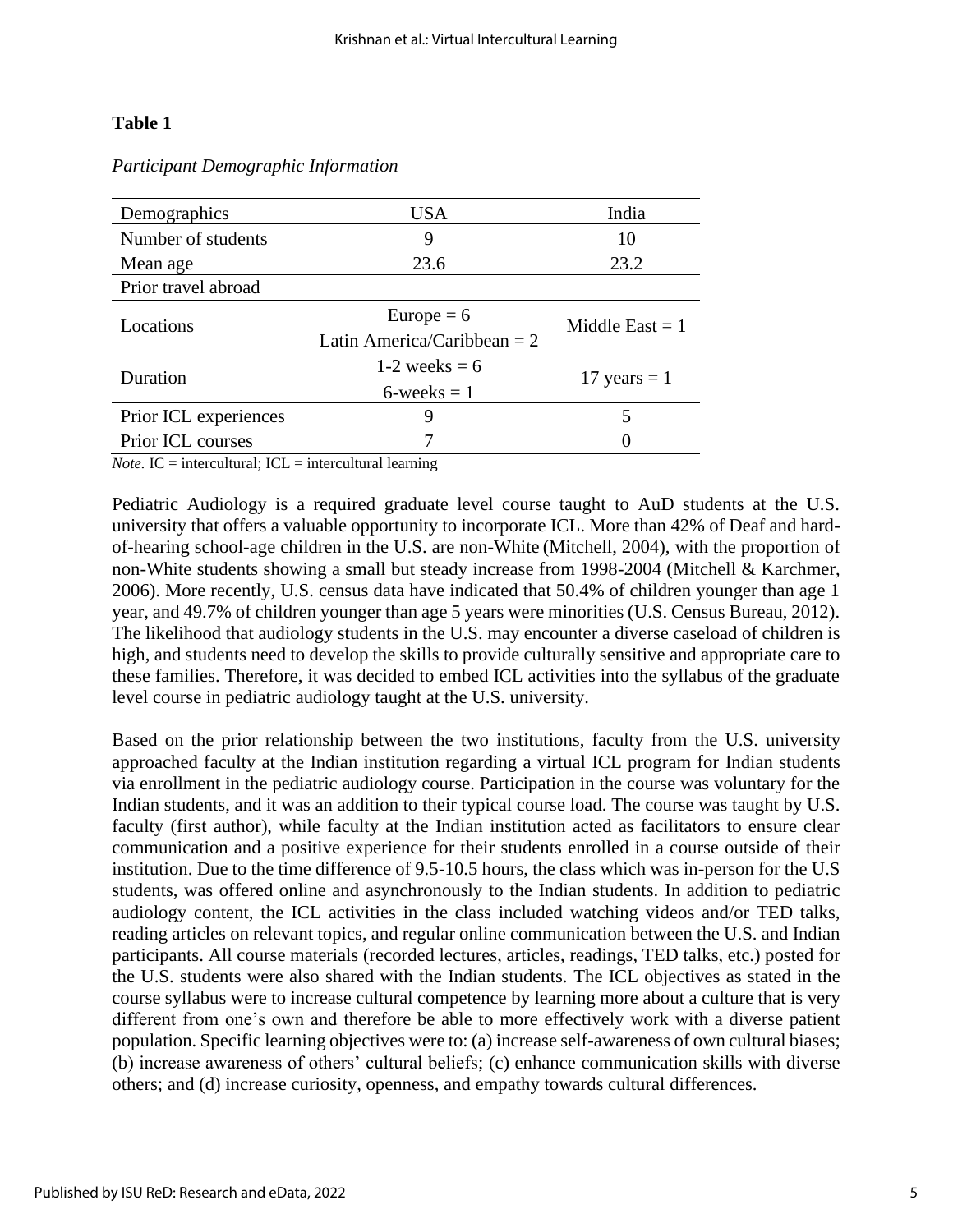**Table 1**

*Participant Demographic Information*

| Demographics | USA | India |
|---|---|---|
| Number of students | 9 | 10 |
| Mean age | 23.6 | 23.2 |
| Prior travel abroad | | |
| Locations | Europe = 6<br>Latin America/Caribbean = 2 | Middle East = 1 |
| Duration | 1-2 weeks = 6<br>6-weeks = 1 | 17 years = 1 |
| Prior ICL experiences | 9 | 5 |
| Prior ICL courses | 7 | 0 |

*Note.* IC = intercultural; ICL = intercultural learning

Pediatric Audiology is a required graduate level course taught to AuD students at the U.S. university that offers a valuable opportunity to incorporate ICL. More than 42% of Deaf and hard-of-hearing school-age children in the U.S. are non-White (Mitchell, 2004), with the proportion of non-White students showing a small but steady increase from 1998-2004 (Mitchell & Karchmer, 2006). More recently, U.S. census data have indicated that 50.4% of children younger than age 1 year, and 49.7% of children younger than age 5 years were minorities (U.S. Census Bureau, 2012). The likelihood that audiology students in the U.S. may encounter a diverse caseload of children is high, and students need to develop the skills to provide culturally sensitive and appropriate care to these families. Therefore, it was decided to embed ICL activities into the syllabus of the graduate level course in pediatric audiology taught at the U.S. university.

Based on the prior relationship between the two institutions, faculty from the U.S. university approached faculty at the Indian institution regarding a virtual ICL program for Indian students via enrollment in the pediatric audiology course. Participation in the course was voluntary for the Indian students, and it was an addition to their typical course load. The course was taught by U.S. faculty (first author), while faculty at the Indian institution acted as facilitators to ensure clear communication and a positive experience for their students enrolled in a course outside of their institution. Due to the time difference of 9.5-10.5 hours, the class which was in-person for the U.S students, was offered online and asynchronously to the Indian students. In addition to pediatric audiology content, the ICL activities in the class included watching videos and/or TED talks, reading articles on relevant topics, and regular online communication between the U.S. and Indian participants. All course materials (recorded lectures, articles, readings, TED talks, etc.) posted for the U.S. students were also shared with the Indian students. The ICL objectives as stated in the course syllabus were to increase cultural competence by learning more about a culture that is very different from one's own and therefore be able to more effectively work with a diverse patient population. Specific learning objectives were to: (a) increase self-awareness of own cultural biases; (b) increase awareness of others' cultural beliefs; (c) enhance communication skills with diverse others; and (d) increase curiosity, openness, and empathy towards cultural differences.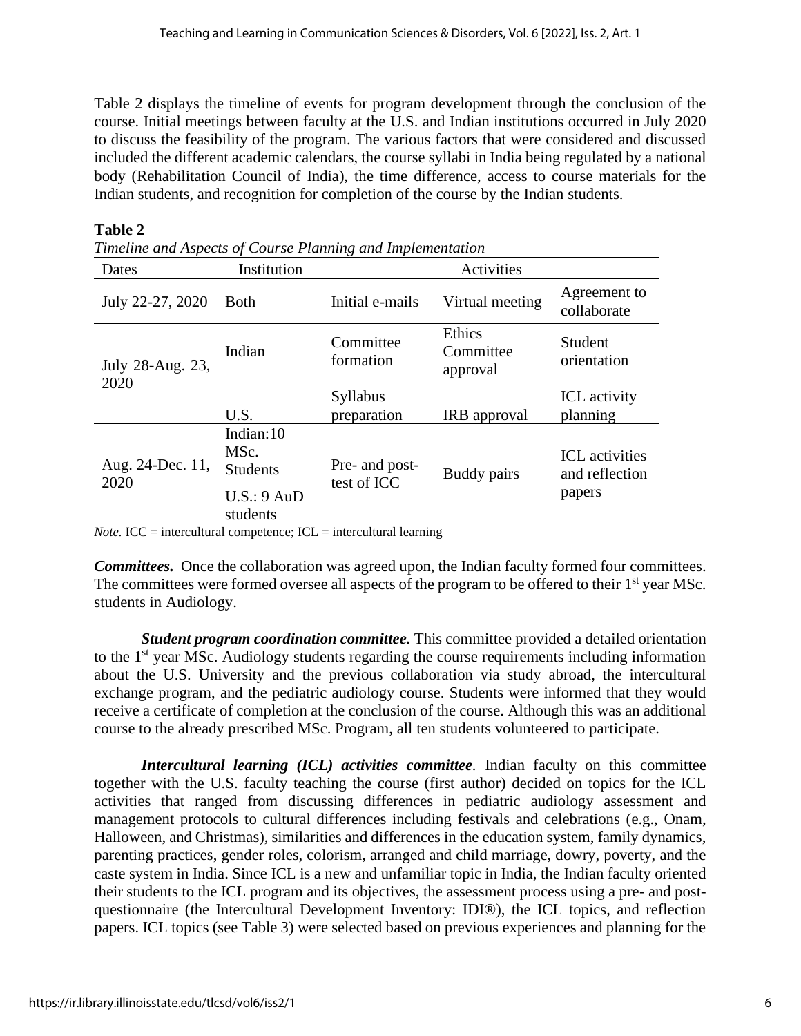Table 2 displays the timeline of events for program development through the conclusion of the course. Initial meetings between faculty at the U.S. and Indian institutions occurred in July 2020 to discuss the feasibility of the program. The various factors that were considered and discussed included the different academic calendars, the course syllabi in India being regulated by a national body (Rehabilitation Council of India), the time difference, access to course materials for the Indian students, and recognition for completion of the course by the Indian students.

**Table 2**

*Timeline and Aspects of Course Planning and Implementation*

| Dates | Institution | Activities | | |
|---|---|---|---|---|
| July 22-27, 2020 | Both | Initial e-mails | Virtual meeting | Agreement to collaborate |
| July 28-Aug. 23, 2020 | Indian | Committee formation | Ethics Committee approval | Student orientation |
| | U.S. | Syllabus preparation | IRB approval | ICL activity planning |
| Aug. 24-Dec. 11, 2020 | Indian: 10 MSc. Students<br>U.S.: 9 AuD students | Pre- and post-test of ICC | Buddy pairs | ICL activities and reflection papers |

*Note.* ICC = intercultural competence; ICL = intercultural learning

***Committees.*** Once the collaboration was agreed upon, the Indian faculty formed four committees. The committees were formed oversee all aspects of the program to be offered to their 1st year MSc. students in Audiology.

***Student program coordination committee.*** This committee provided a detailed orientation to the 1st year MSc. Audiology students regarding the course requirements including information about the U.S. University and the previous collaboration via study abroad, the intercultural exchange program, and the pediatric audiology course. Students were informed that they would receive a certificate of completion at the conclusion of the course. Although this was an additional course to the already prescribed MSc. Program, all ten students volunteered to participate.

***Intercultural learning (ICL) activities committee***. Indian faculty on this committee together with the U.S. faculty teaching the course (first author) decided on topics for the ICL activities that ranged from discussing differences in pediatric audiology assessment and management protocols to cultural differences including festivals and celebrations (e.g., Onam, Halloween, and Christmas), similarities and differences in the education system, family dynamics, parenting practices, gender roles, colorism, arranged and child marriage, dowry, poverty, and the caste system in India. Since ICL is a new and unfamiliar topic in India, the Indian faculty oriented their students to the ICL program and its objectives, the assessment process using a pre- and post-questionnaire (the Intercultural Development Inventory: IDI®), the ICL topics, and reflection papers. ICL topics (see Table 3) were selected based on previous experiences and planning for the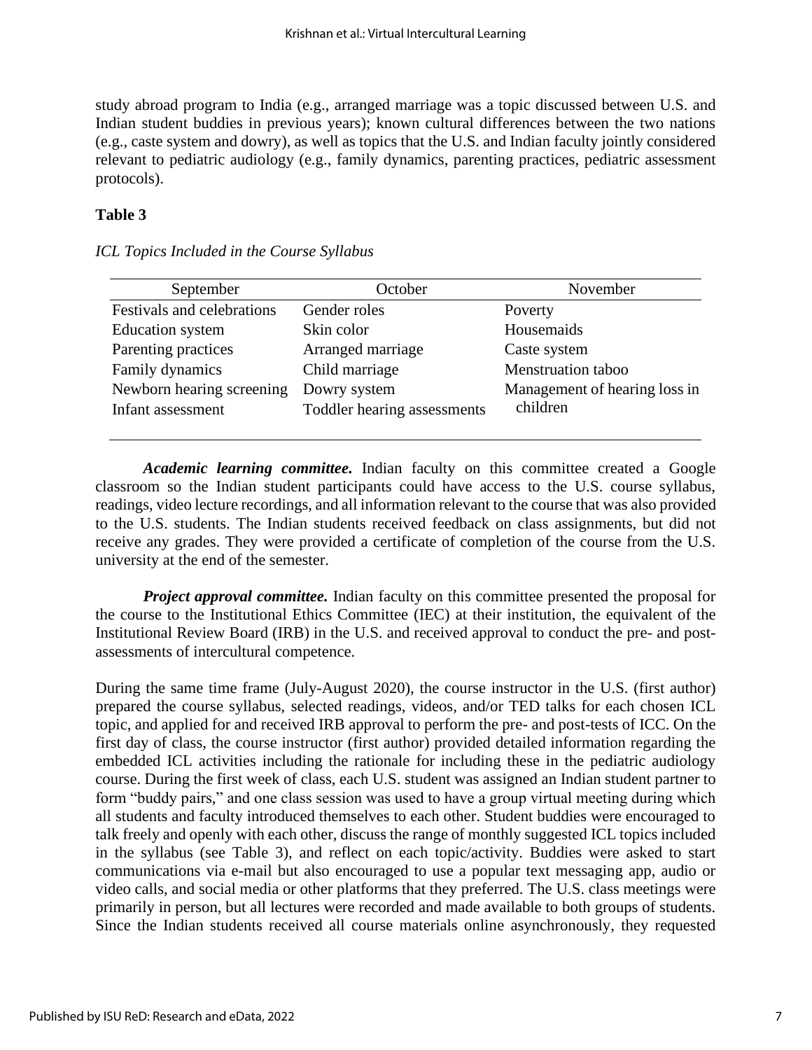study abroad program to India (e.g., arranged marriage was a topic discussed between U.S. and Indian student buddies in previous years); known cultural differences between the two nations (e.g., caste system and dowry), as well as topics that the U.S. and Indian faculty jointly considered relevant to pediatric audiology (e.g., family dynamics, parenting practices, pediatric assessment protocols).

**Table 3**

*ICL Topics Included in the Course Syllabus*

| September | October | November |
|---|---|---|
| Festivals and celebrations | Gender roles | Poverty |
| Education system | Skin color | Housemaids |
| Parenting practices | Arranged marriage | Caste system |
| Family dynamics | Child marriage | Menstruation taboo |
| Newborn hearing screening | Dowry system | Management of hearing loss in children |
| Infant assessment | Toddler hearing assessments | |

***Academic learning committee.*** Indian faculty on this committee created a Google classroom so the Indian student participants could have access to the U.S. course syllabus, readings, video lecture recordings, and all information relevant to the course that was also provided to the U.S. students. The Indian students received feedback on class assignments, but did not receive any grades. They were provided a certificate of completion of the course from the U.S. university at the end of the semester.

***Project approval committee.*** Indian faculty on this committee presented the proposal for the course to the Institutional Ethics Committee (IEC) at their institution, the equivalent of the Institutional Review Board (IRB) in the U.S. and received approval to conduct the pre- and post-assessments of intercultural competence.

During the same time frame (July-August 2020), the course instructor in the U.S. (first author) prepared the course syllabus, selected readings, videos, and/or TED talks for each chosen ICL topic, and applied for and received IRB approval to perform the pre- and post-tests of ICC. On the first day of class, the course instructor (first author) provided detailed information regarding the embedded ICL activities including the rationale for including these in the pediatric audiology course. During the first week of class, each U.S. student was assigned an Indian student partner to form "buddy pairs," and one class session was used to have a group virtual meeting during which all students and faculty introduced themselves to each other. Student buddies were encouraged to talk freely and openly with each other, discuss the range of monthly suggested ICL topics included in the syllabus (see Table 3), and reflect on each topic/activity. Buddies were asked to start communications via e-mail but also encouraged to use a popular text messaging app, audio or video calls, and social media or other platforms that they preferred. The U.S. class meetings were primarily in person, but all lectures were recorded and made available to both groups of students. Since the Indian students received all course materials online asynchronously, they requested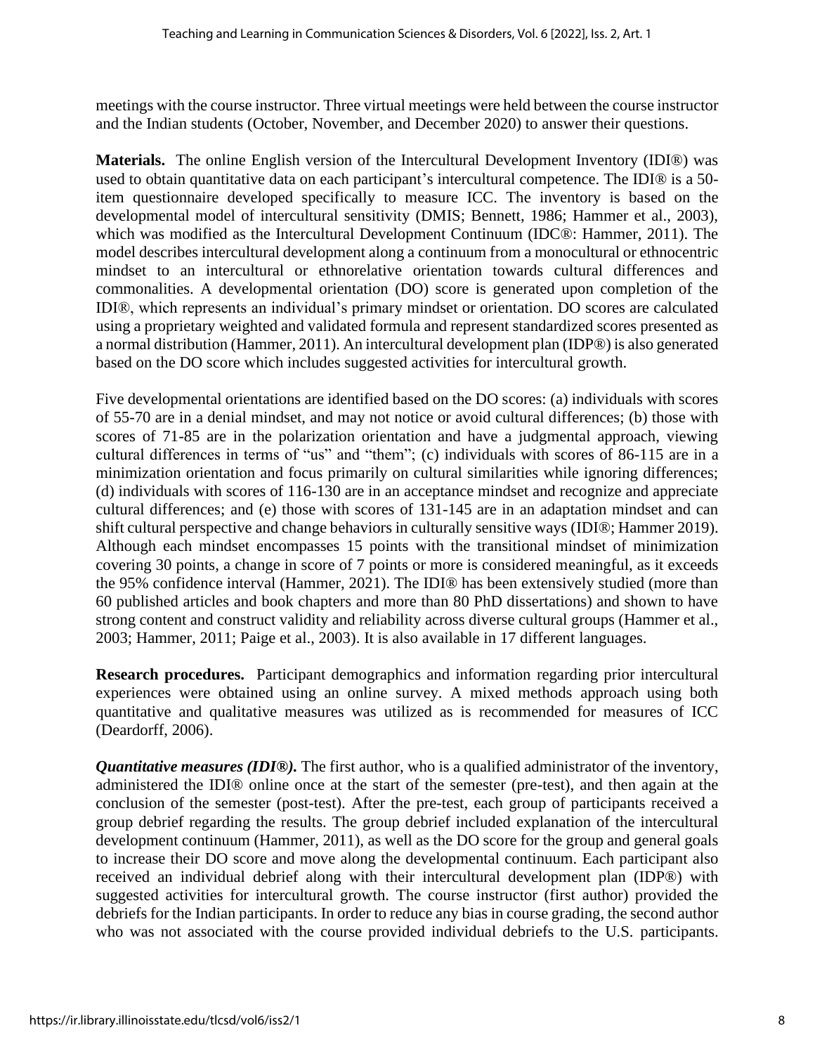meetings with the course instructor. Three virtual meetings were held between the course instructor and the Indian students (October, November, and December 2020) to answer their questions.

**Materials.** The online English version of the Intercultural Development Inventory (IDI®) was used to obtain quantitative data on each participant's intercultural competence. The IDI® is a 50-item questionnaire developed specifically to measure ICC. The inventory is based on the developmental model of intercultural sensitivity (DMIS; Bennett, 1986; Hammer et al., 2003), which was modified as the Intercultural Development Continuum (IDC®: Hammer, 2011). The model describes intercultural development along a continuum from a monocultural or ethnocentric mindset to an intercultural or ethnorelative orientation towards cultural differences and commonalities. A developmental orientation (DO) score is generated upon completion of the IDI®, which represents an individual's primary mindset or orientation. DO scores are calculated using a proprietary weighted and validated formula and represent standardized scores presented as a normal distribution (Hammer, 2011). An intercultural development plan (IDP®) is also generated based on the DO score which includes suggested activities for intercultural growth.

Five developmental orientations are identified based on the DO scores: (a) individuals with scores of 55-70 are in a denial mindset, and may not notice or avoid cultural differences; (b) those with scores of 71-85 are in the polarization orientation and have a judgmental approach, viewing cultural differences in terms of "us" and "them"; (c) individuals with scores of 86-115 are in a minimization orientation and focus primarily on cultural similarities while ignoring differences; (d) individuals with scores of 116-130 are in an acceptance mindset and recognize and appreciate cultural differences; and (e) those with scores of 131-145 are in an adaptation mindset and can shift cultural perspective and change behaviors in culturally sensitive ways (IDI®; Hammer 2019). Although each mindset encompasses 15 points with the transitional mindset of minimization covering 30 points, a change in score of 7 points or more is considered meaningful, as it exceeds the 95% confidence interval (Hammer, 2021). The IDI® has been extensively studied (more than 60 published articles and book chapters and more than 80 PhD dissertations) and shown to have strong content and construct validity and reliability across diverse cultural groups (Hammer et al., 2003; Hammer, 2011; Paige et al., 2003). It is also available in 17 different languages.

**Research procedures.** Participant demographics and information regarding prior intercultural experiences were obtained using an online survey. A mixed methods approach using both quantitative and qualitative measures was utilized as is recommended for measures of ICC (Deardorff, 2006).

***Quantitative measures (IDI®).*** The first author, who is a qualified administrator of the inventory, administered the IDI® online once at the start of the semester (pre-test), and then again at the conclusion of the semester (post-test). After the pre-test, each group of participants received a group debrief regarding the results. The group debrief included explanation of the intercultural development continuum (Hammer, 2011), as well as the DO score for the group and general goals to increase their DO score and move along the developmental continuum. Each participant also received an individual debrief along with their intercultural development plan (IDP®) with suggested activities for intercultural growth. The course instructor (first author) provided the debriefs for the Indian participants. In order to reduce any bias in course grading, the second author who was not associated with the course provided individual debriefs to the U.S. participants.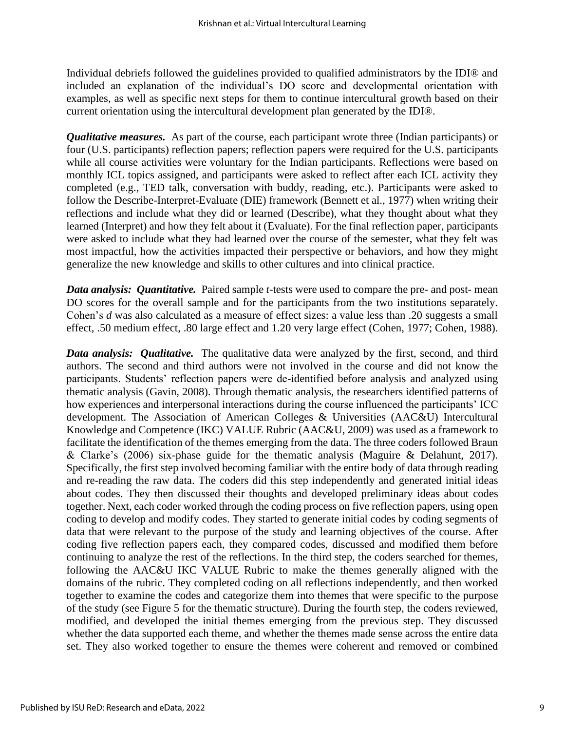Individual debriefs followed the guidelines provided to qualified administrators by the IDI® and included an explanation of the individual's DO score and developmental orientation with examples, as well as specific next steps for them to continue intercultural growth based on their current orientation using the intercultural development plan generated by the IDI®.

***Qualitative measures.*** As part of the course, each participant wrote three (Indian participants) or four (U.S. participants) reflection papers; reflection papers were required for the U.S. participants while all course activities were voluntary for the Indian participants. Reflections were based on monthly ICL topics assigned, and participants were asked to reflect after each ICL activity they completed (e.g., TED talk, conversation with buddy, reading, etc.). Participants were asked to follow the Describe-Interpret-Evaluate (DIE) framework (Bennett et al., 1977) when writing their reflections and include what they did or learned (Describe), what they thought about what they learned (Interpret) and how they felt about it (Evaluate). For the final reflection paper, participants were asked to include what they had learned over the course of the semester, what they felt was most impactful, how the activities impacted their perspective or behaviors, and how they might generalize the new knowledge and skills to other cultures and into clinical practice.

***Data analysis: Quantitative.*** Paired sample *t*-tests were used to compare the pre- and post- mean DO scores for the overall sample and for the participants from the two institutions separately. Cohen's *d* was also calculated as a measure of effect sizes: a value less than .20 suggests a small effect, .50 medium effect, .80 large effect and 1.20 very large effect (Cohen, 1977; Cohen, 1988).

***Data analysis: Qualitative.*** The qualitative data were analyzed by the first, second, and third authors. The second and third authors were not involved in the course and did not know the participants. Students' reflection papers were de-identified before analysis and analyzed using thematic analysis (Gavin, 2008). Through thematic analysis, the researchers identified patterns of how experiences and interpersonal interactions during the course influenced the participants' ICC development. The Association of American Colleges & Universities (AAC&U) Intercultural Knowledge and Competence (IKC) VALUE Rubric (AAC&U, 2009) was used as a framework to facilitate the identification of the themes emerging from the data. The three coders followed Braun & Clarke's (2006) six-phase guide for the thematic analysis (Maguire & Delahunt, 2017). Specifically, the first step involved becoming familiar with the entire body of data through reading and re-reading the raw data. The coders did this step independently and generated initial ideas about codes. They then discussed their thoughts and developed preliminary ideas about codes together. Next, each coder worked through the coding process on five reflection papers, using open coding to develop and modify codes. They started to generate initial codes by coding segments of data that were relevant to the purpose of the study and learning objectives of the course. After coding five reflection papers each, they compared codes, discussed and modified them before continuing to analyze the rest of the reflections. In the third step, the coders searched for themes, following the AAC&U IKC VALUE Rubric to make the themes generally aligned with the domains of the rubric. They completed coding on all reflections independently, and then worked together to examine the codes and categorize them into themes that were specific to the purpose of the study (see Figure 5 for the thematic structure). During the fourth step, the coders reviewed, modified, and developed the initial themes emerging from the previous step. They discussed whether the data supported each theme, and whether the themes made sense across the entire data set. They also worked together to ensure the themes were coherent and removed or combined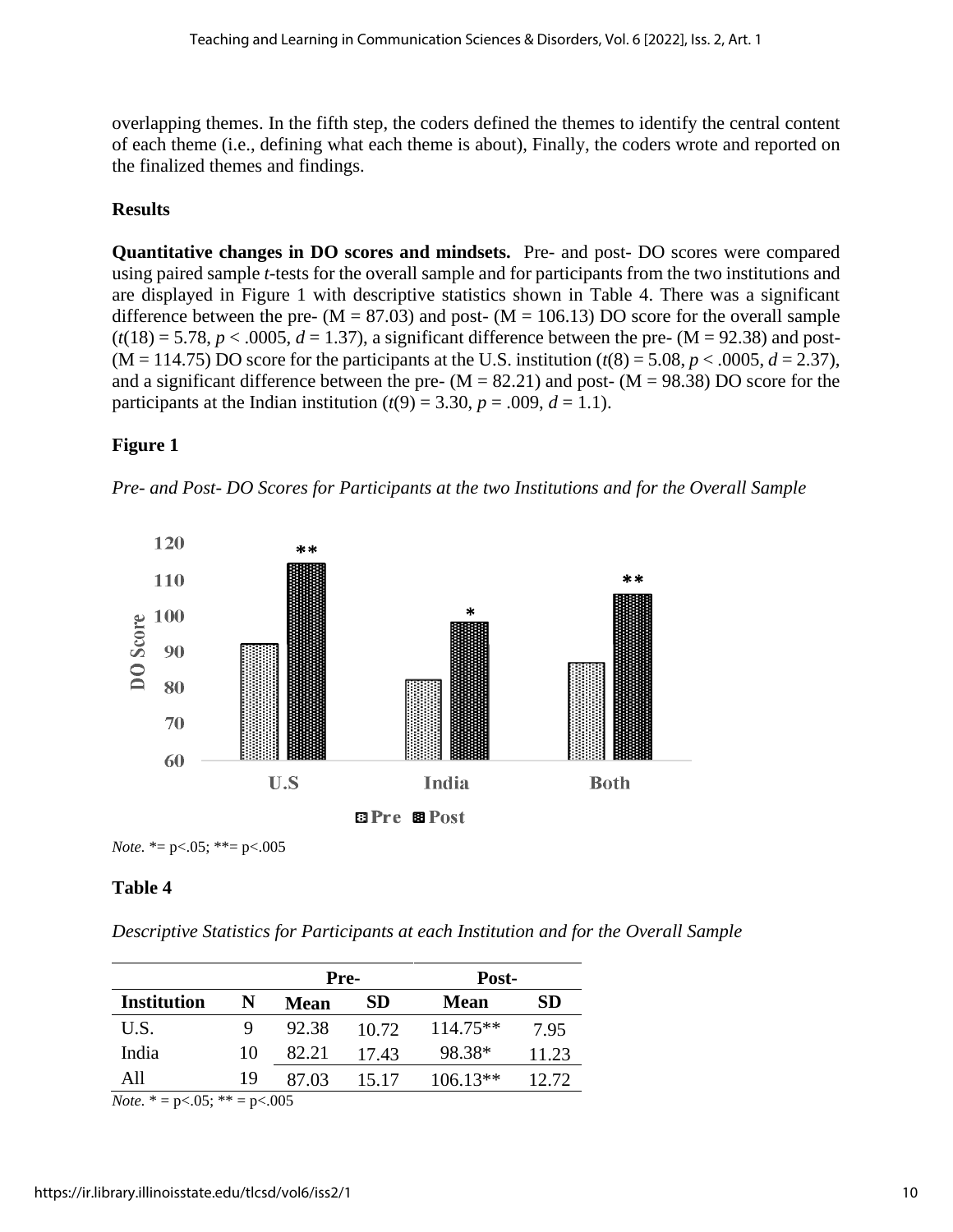overlapping themes. In the fifth step, the coders defined the themes to identify the central content of each theme (i.e., defining what each theme is about), Finally, the coders wrote and reported on the finalized themes and findings.

## Results

**Quantitative changes in DO scores and mindsets.** Pre- and post- DO scores were compared using paired sample *t*-tests for the overall sample and for participants from the two institutions and are displayed in Figure 1 with descriptive statistics shown in Table 4. There was a significant difference between the pre- (M = 87.03) and post- (M = 106.13) DO score for the overall sample ($t(18) = 5.78$, $p < .0005$, $d = 1.37$), a significant difference between the pre- (M = 92.38) and post- (M = 114.75) DO score for the participants at the U.S. institution ($t(8) = 5.08$, $p < .0005$, $d = 2.37$), and a significant difference between the pre- (M = 82.21) and post- (M = 98.38) DO score for the participants at the Indian institution ($t(9) = 3.30$, $p = .009$, $d = 1.1$).

**Figure 1**

*Pre- and Post- DO Scores for Participants at the two Institutions and for the Overall Sample*

*Note.* *= p<.05; **= p<.005

**Table 4**

*Descriptive Statistics for Participants at each Institution and for the Overall Sample*

| | | Pre- | | Post- | |
|---|---|---|---|---|---|
| **Institution** | **N** | **Mean** | **SD** | **Mean** | **SD** |
| U.S. | 9 | 92.38 | 10.72 | 114.75** | 7.95 |
| India | 10 | 82.21 | 17.43 | 98.38* | 11.23 |
| All | 19 | 87.03 | 15.17 | 106.13** | 12.72 |

*Note.* * = p<.05; ** = p<.005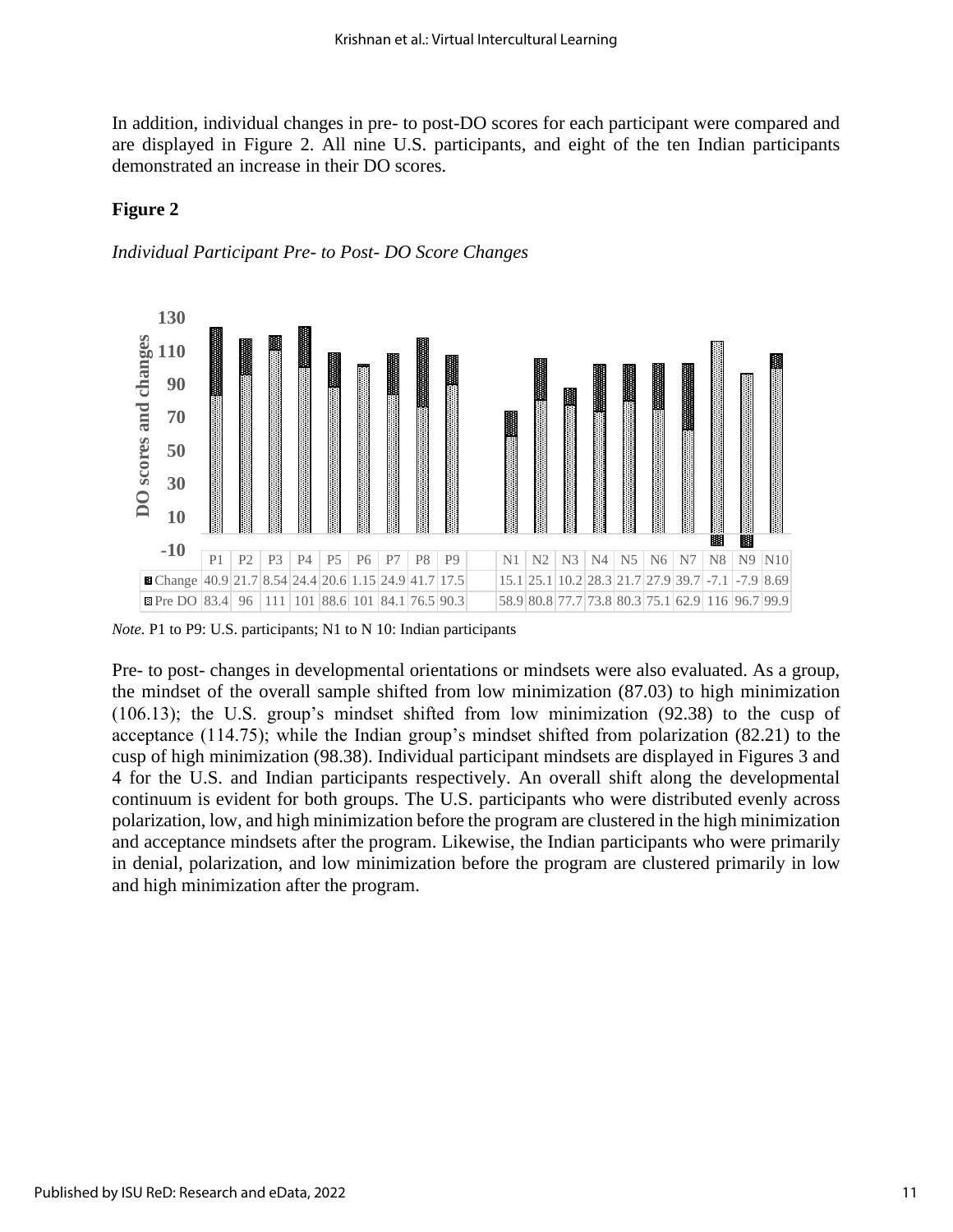In addition, individual changes in pre- to post-DO scores for each participant were compared and are displayed in Figure 2. All nine U.S. participants, and eight of the ten Indian participants demonstrated an increase in their DO scores.

**Figure 2**

*Individual Participant Pre- to Post- DO Score Changes*

| | P1 | P2 | P3 | P4 | P5 | P6 | P7 | P8 | P9 | | N1 | N2 | N3 | N4 | N5 | N6 | N7 | N8 | N9 | N10 |
|---|---|---|---|---|---|---|---|---|---|---|---|---|---|---|---|---|---|---|---|---|
| Change | 40.9 | 21.7 | 8.54 | 24.4 | 20.6 | 1.15 | 24.9 | 41.7 | 17.5 | | 15.1 | 25.1 | 10.2 | 28.3 | 21.7 | 27.9 | 39.7 | -7.1 | -7.9 | 8.69 |
| Pre DO | 83.4 | 96 | 111 | 101 | 88.6 | 101 | 84.1 | 76.5 | 90.3 | | 58.9 | 80.8 | 77.7 | 73.8 | 80.3 | 75.1 | 62.9 | 116 | 96.7 | 99.9 |

*Note.* P1 to P9: U.S. participants; N1 to N 10: Indian participants

Pre- to post- changes in developmental orientations or mindsets were also evaluated. As a group, the mindset of the overall sample shifted from low minimization (87.03) to high minimization (106.13); the U.S. group's mindset shifted from low minimization (92.38) to the cusp of acceptance (114.75); while the Indian group's mindset shifted from polarization (82.21) to the cusp of high minimization (98.38). Individual participant mindsets are displayed in Figures 3 and 4 for the U.S. and Indian participants respectively. An overall shift along the developmental continuum is evident for both groups. The U.S. participants who were distributed evenly across polarization, low, and high minimization before the program are clustered in the high minimization and acceptance mindsets after the program. Likewise, the Indian participants who were primarily in denial, polarization, and low minimization before the program are clustered primarily in low and high minimization after the program.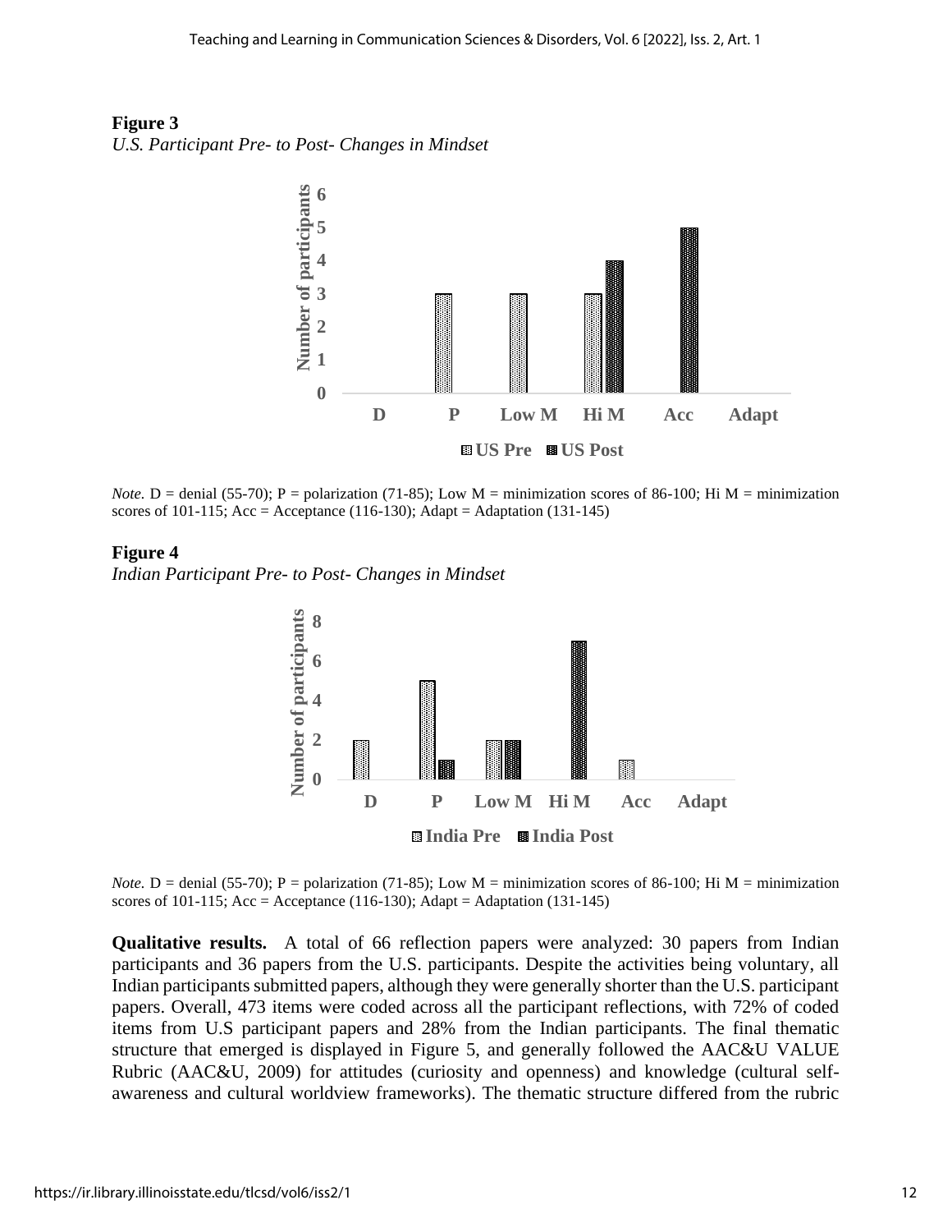**Figure 3**

*U.S. Participant Pre- to Post- Changes in Mindset*

*Note.* D = denial (55-70); P = polarization (71-85); Low M = minimization scores of 86-100; Hi M = minimization scores of 101-115; Acc = Acceptance (116-130); Adapt = Adaptation (131-145)

**Figure 4**

*Indian Participant Pre- to Post- Changes in Mindset*

*Note.* D = denial (55-70); P = polarization (71-85); Low M = minimization scores of 86-100; Hi M = minimization scores of 101-115; Acc = Acceptance (116-130); Adapt = Adaptation (131-145)

**Qualitative results.** A total of 66 reflection papers were analyzed: 30 papers from Indian participants and 36 papers from the U.S. participants. Despite the activities being voluntary, all Indian participants submitted papers, although they were generally shorter than the U.S. participant papers. Overall, 473 items were coded across all the participant reflections, with 72% of coded items from U.S participant papers and 28% from the Indian participants. The final thematic structure that emerged is displayed in Figure 5, and generally followed the AAC&U VALUE Rubric (AAC&U, 2009) for attitudes (curiosity and openness) and knowledge (cultural self-awareness and cultural worldview frameworks). The thematic structure differed from the rubric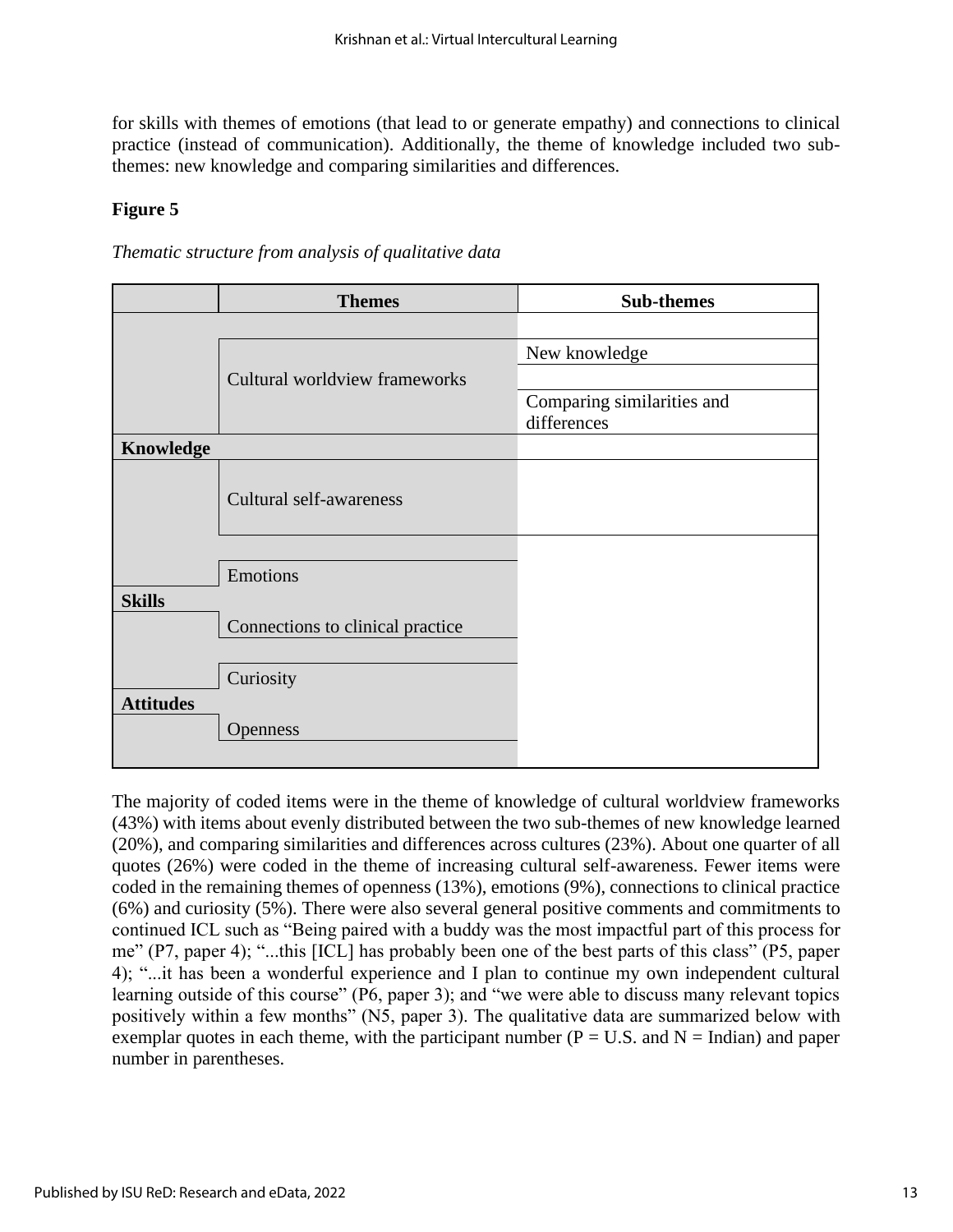for skills with themes of emotions (that lead to or generate empathy) and connections to clinical practice (instead of communication). Additionally, the theme of knowledge included two sub-themes: new knowledge and comparing similarities and differences.

**Figure 5**

*Thematic structure from analysis of qualitative data*

| | Themes | Sub-themes |
|---|---|---|
| **Knowledge** | Cultural worldview frameworks | New knowledge |
| | | Comparing similarities and differences |
| | Cultural self-awareness | |
| **Skills** | Emotions | |
| | Connections to clinical practice | |
| **Attitudes** | Curiosity | |
| | Openness | |

The majority of coded items were in the theme of knowledge of cultural worldview frameworks (43%) with items about evenly distributed between the two sub-themes of new knowledge learned (20%), and comparing similarities and differences across cultures (23%). About one quarter of all quotes (26%) were coded in the theme of increasing cultural self-awareness. Fewer items were coded in the remaining themes of openness (13%), emotions (9%), connections to clinical practice (6%) and curiosity (5%). There were also several general positive comments and commitments to continued ICL such as "Being paired with a buddy was the most impactful part of this process for me" (P7, paper 4); "...this [ICL] has probably been one of the best parts of this class" (P5, paper 4); "...it has been a wonderful experience and I plan to continue my own independent cultural learning outside of this course" (P6, paper 3); and "we were able to discuss many relevant topics positively within a few months" (N5, paper 3). The qualitative data are summarized below with exemplar quotes in each theme, with the participant number (P = U.S. and N = Indian) and paper number in parentheses.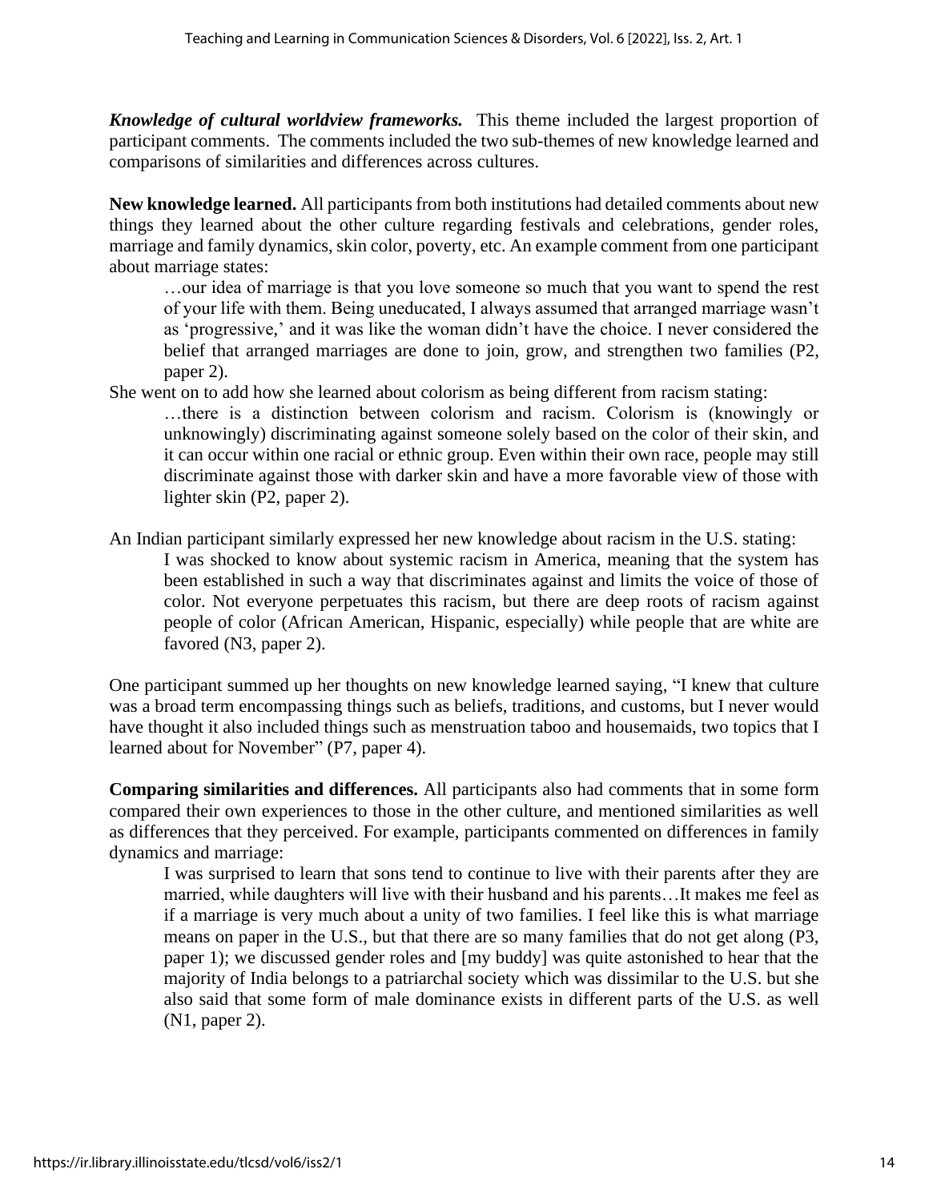***Knowledge of cultural worldview frameworks.*** This theme included the largest proportion of participant comments. The comments included the two sub-themes of new knowledge learned and comparisons of similarities and differences across cultures.

**New knowledge learned.** All participants from both institutions had detailed comments about new things they learned about the other culture regarding festivals and celebrations, gender roles, marriage and family dynamics, skin color, poverty, etc. An example comment from one participant about marriage states:

> …our idea of marriage is that you love someone so much that you want to spend the rest of your life with them. Being uneducated, I always assumed that arranged marriage wasn't as 'progressive,' and it was like the woman didn't have the choice. I never considered the belief that arranged marriages are done to join, grow, and strengthen two families (P2, paper 2).

She went on to add how she learned about colorism as being different from racism stating:

> …there is a distinction between colorism and racism. Colorism is (knowingly or unknowingly) discriminating against someone solely based on the color of their skin, and it can occur within one racial or ethnic group. Even within their own race, people may still discriminate against those with darker skin and have a more favorable view of those with lighter skin (P2, paper 2).

An Indian participant similarly expressed her new knowledge about racism in the U.S. stating:

> I was shocked to know about systemic racism in America, meaning that the system has been established in such a way that discriminates against and limits the voice of those of color. Not everyone perpetuates this racism, but there are deep roots of racism against people of color (African American, Hispanic, especially) while people that are white are favored (N3, paper 2).

One participant summed up her thoughts on new knowledge learned saying, "I knew that culture was a broad term encompassing things such as beliefs, traditions, and customs, but I never would have thought it also included things such as menstruation taboo and housemaids, two topics that I learned about for November" (P7, paper 4).

**Comparing similarities and differences.** All participants also had comments that in some form compared their own experiences to those in the other culture, and mentioned similarities as well as differences that they perceived. For example, participants commented on differences in family dynamics and marriage:

> I was surprised to learn that sons tend to continue to live with their parents after they are married, while daughters will live with their husband and his parents…It makes me feel as if a marriage is very much about a unity of two families. I feel like this is what marriage means on paper in the U.S., but that there are so many families that do not get along (P3, paper 1); we discussed gender roles and [my buddy] was quite astonished to hear that the majority of India belongs to a patriarchal society which was dissimilar to the U.S. but she also said that some form of male dominance exists in different parts of the U.S. as well (N1, paper 2).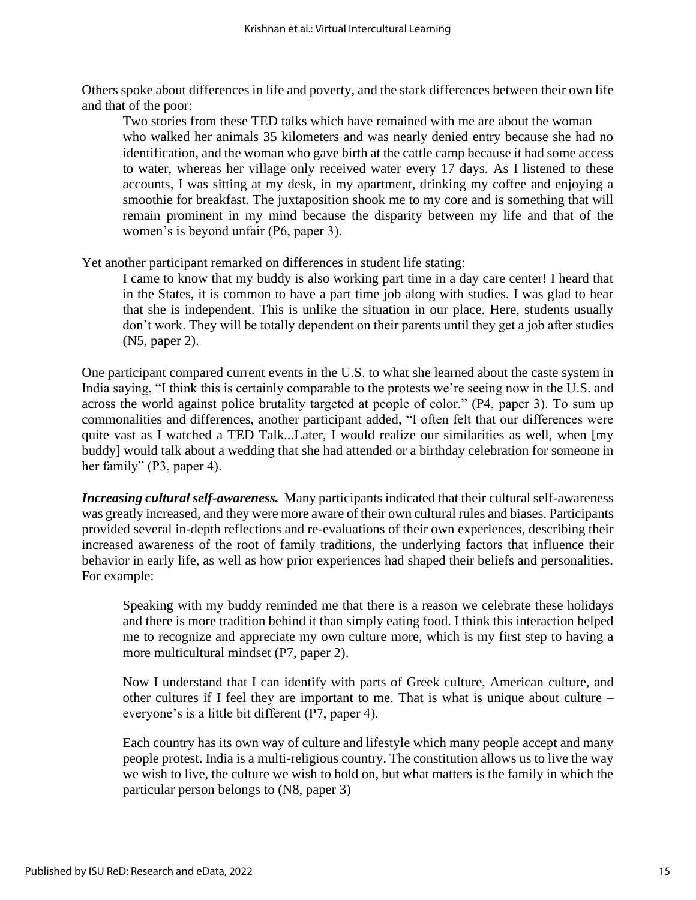Others spoke about differences in life and poverty, and the stark differences between their own life and that of the poor:

> Two stories from these TED talks which have remained with me are about the woman who walked her animals 35 kilometers and was nearly denied entry because she had no identification, and the woman who gave birth at the cattle camp because it had some access to water, whereas her village only received water every 17 days. As I listened to these accounts, I was sitting at my desk, in my apartment, drinking my coffee and enjoying a smoothie for breakfast. The juxtaposition shook me to my core and is something that will remain prominent in my mind because the disparity between my life and that of the women's is beyond unfair (P6, paper 3).

Yet another participant remarked on differences in student life stating:

> I came to know that my buddy is also working part time in a day care center! I heard that in the States, it is common to have a part time job along with studies. I was glad to hear that she is independent. This is unlike the situation in our place. Here, students usually don't work. They will be totally dependent on their parents until they get a job after studies (N5, paper 2).

One participant compared current events in the U.S. to what she learned about the caste system in India saying, "I think this is certainly comparable to the protests we're seeing now in the U.S. and across the world against police brutality targeted at people of color." (P4, paper 3). To sum up commonalities and differences, another participant added, "I often felt that our differences were quite vast as I watched a TED Talk...Later, I would realize our similarities as well, when [my buddy] would talk about a wedding that she had attended or a birthday celebration for someone in her family" (P3, paper 4).

***Increasing cultural self-awareness.*** Many participants indicated that their cultural self-awareness was greatly increased, and they were more aware of their own cultural rules and biases. Participants provided several in-depth reflections and re-evaluations of their own experiences, describing their increased awareness of the root of family traditions, the underlying factors that influence their behavior in early life, as well as how prior experiences had shaped their beliefs and personalities. For example:

> Speaking with my buddy reminded me that there is a reason we celebrate these holidays and there is more tradition behind it than simply eating food. I think this interaction helped me to recognize and appreciate my own culture more, which is my first step to having a more multicultural mindset (P7, paper 2).

> Now I understand that I can identify with parts of Greek culture, American culture, and other cultures if I feel they are important to me. That is what is unique about culture – everyone's is a little bit different (P7, paper 4).

> Each country has its own way of culture and lifestyle which many people accept and many people protest. India is a multi-religious country. The constitution allows us to live the way we wish to live, the culture we wish to hold on, but what matters is the family in which the particular person belongs to (N8, paper 3)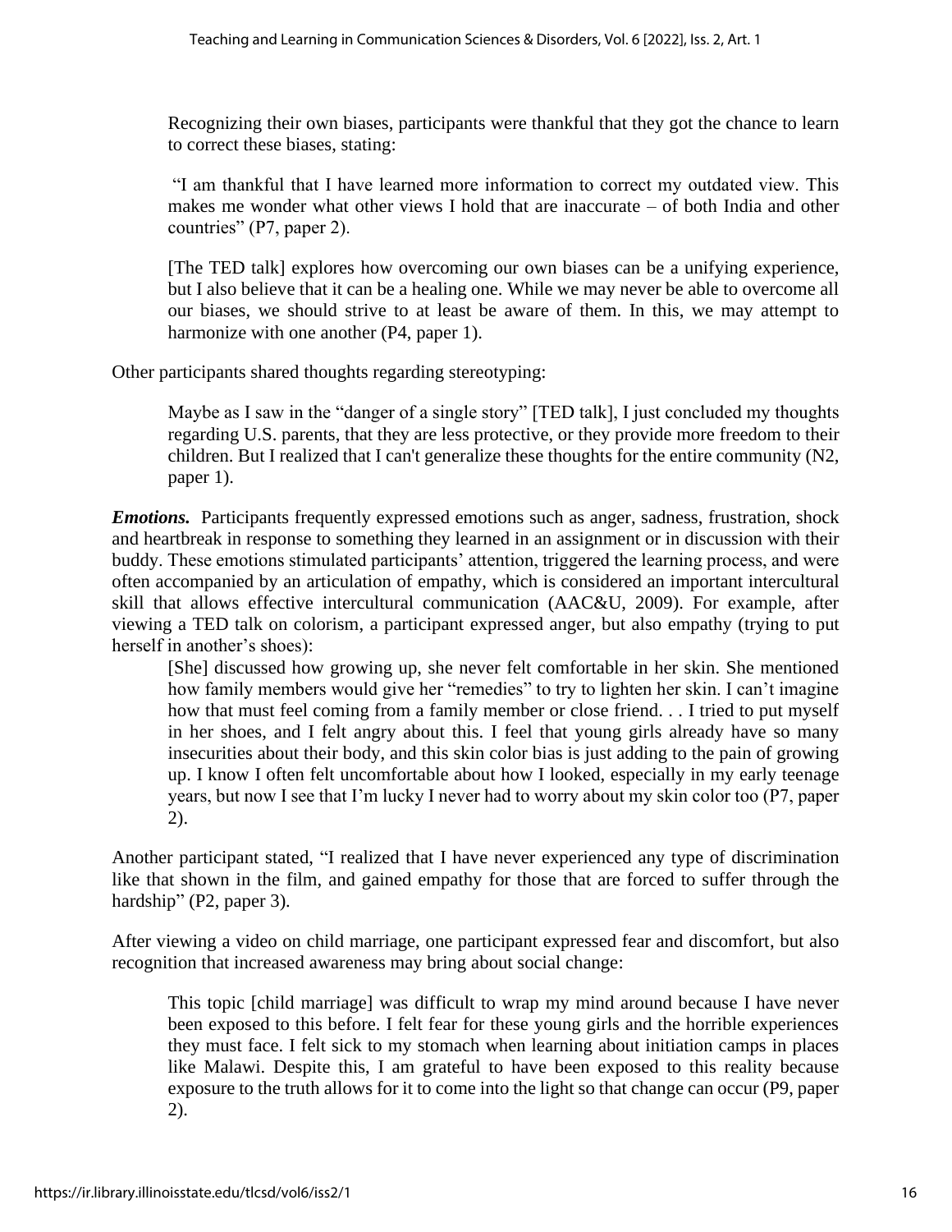Recognizing their own biases, participants were thankful that they got the chance to learn to correct these biases, stating:

> "I am thankful that I have learned more information to correct my outdated view. This makes me wonder what other views I hold that are inaccurate – of both India and other countries" (P7, paper 2).
>
> [The TED talk] explores how overcoming our own biases can be a unifying experience, but I also believe that it can be a healing one. While we may never be able to overcome all our biases, we should strive to at least be aware of them. In this, we may attempt to harmonize with one another (P4, paper 1).

Other participants shared thoughts regarding stereotyping:

> Maybe as I saw in the "danger of a single story" [TED talk], I just concluded my thoughts regarding U.S. parents, that they are less protective, or they provide more freedom to their children. But I realized that I can't generalize these thoughts for the entire community (N2, paper 1).

***Emotions.*** Participants frequently expressed emotions such as anger, sadness, frustration, shock and heartbreak in response to something they learned in an assignment or in discussion with their buddy. These emotions stimulated participants' attention, triggered the learning process, and were often accompanied by an articulation of empathy, which is considered an important intercultural skill that allows effective intercultural communication (AAC&U, 2009). For example, after viewing a TED talk on colorism, a participant expressed anger, but also empathy (trying to put herself in another's shoes):

> [She] discussed how growing up, she never felt comfortable in her skin. She mentioned how family members would give her "remedies" to try to lighten her skin. I can't imagine how that must feel coming from a family member or close friend. . . I tried to put myself in her shoes, and I felt angry about this. I feel that young girls already have so many insecurities about their body, and this skin color bias is just adding to the pain of growing up. I know I often felt uncomfortable about how I looked, especially in my early teenage years, but now I see that I'm lucky I never had to worry about my skin color too (P7, paper 2).

Another participant stated, "I realized that I have never experienced any type of discrimination like that shown in the film, and gained empathy for those that are forced to suffer through the hardship" (P2, paper 3).

After viewing a video on child marriage, one participant expressed fear and discomfort, but also recognition that increased awareness may bring about social change:

> This topic [child marriage] was difficult to wrap my mind around because I have never been exposed to this before. I felt fear for these young girls and the horrible experiences they must face. I felt sick to my stomach when learning about initiation camps in places like Malawi. Despite this, I am grateful to have been exposed to this reality because exposure to the truth allows for it to come into the light so that change can occur (P9, paper 2).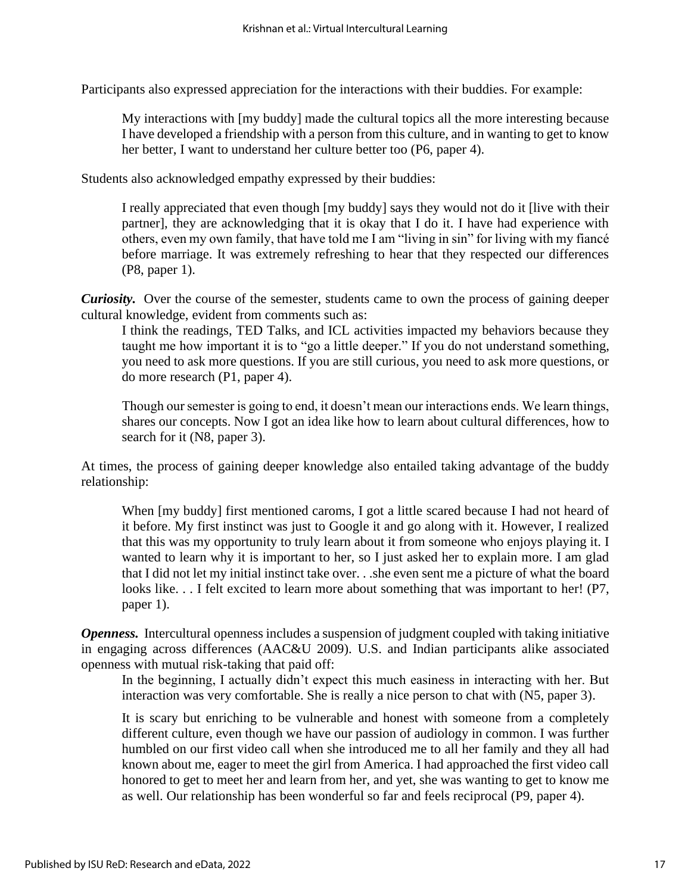Participants also expressed appreciation for the interactions with their buddies. For example:

> My interactions with [my buddy] made the cultural topics all the more interesting because I have developed a friendship with a person from this culture, and in wanting to get to know her better, I want to understand her culture better too (P6, paper 4).

Students also acknowledged empathy expressed by their buddies:

> I really appreciated that even though [my buddy] says they would not do it [live with their partner], they are acknowledging that it is okay that I do it. I have had experience with others, even my own family, that have told me I am "living in sin" for living with my fiancé before marriage. It was extremely refreshing to hear that they respected our differences (P8, paper 1).

***Curiosity.*** Over the course of the semester, students came to own the process of gaining deeper cultural knowledge, evident from comments such as:

> I think the readings, TED Talks, and ICL activities impacted my behaviors because they taught me how important it is to "go a little deeper." If you do not understand something, you need to ask more questions. If you are still curious, you need to ask more questions, or do more research (P1, paper 4).

> Though our semester is going to end, it doesn't mean our interactions ends. We learn things, shares our concepts. Now I got an idea like how to learn about cultural differences, how to search for it (N8, paper 3).

At times, the process of gaining deeper knowledge also entailed taking advantage of the buddy relationship:

> When [my buddy] first mentioned caroms, I got a little scared because I had not heard of it before. My first instinct was just to Google it and go along with it. However, I realized that this was my opportunity to truly learn about it from someone who enjoys playing it. I wanted to learn why it is important to her, so I just asked her to explain more. I am glad that I did not let my initial instinct take over. . .she even sent me a picture of what the board looks like. . . I felt excited to learn more about something that was important to her! (P7, paper 1).

***Openness.*** Intercultural openness includes a suspension of judgment coupled with taking initiative in engaging across differences (AAC&U 2009). U.S. and Indian participants alike associated openness with mutual risk-taking that paid off:

> In the beginning, I actually didn't expect this much easiness in interacting with her. But interaction was very comfortable. She is really a nice person to chat with (N5, paper 3).

> It is scary but enriching to be vulnerable and honest with someone from a completely different culture, even though we have our passion of audiology in common. I was further humbled on our first video call when she introduced me to all her family and they all had known about me, eager to meet the girl from America. I had approached the first video call honored to get to meet her and learn from her, and yet, she was wanting to get to know me as well. Our relationship has been wonderful so far and feels reciprocal (P9, paper 4).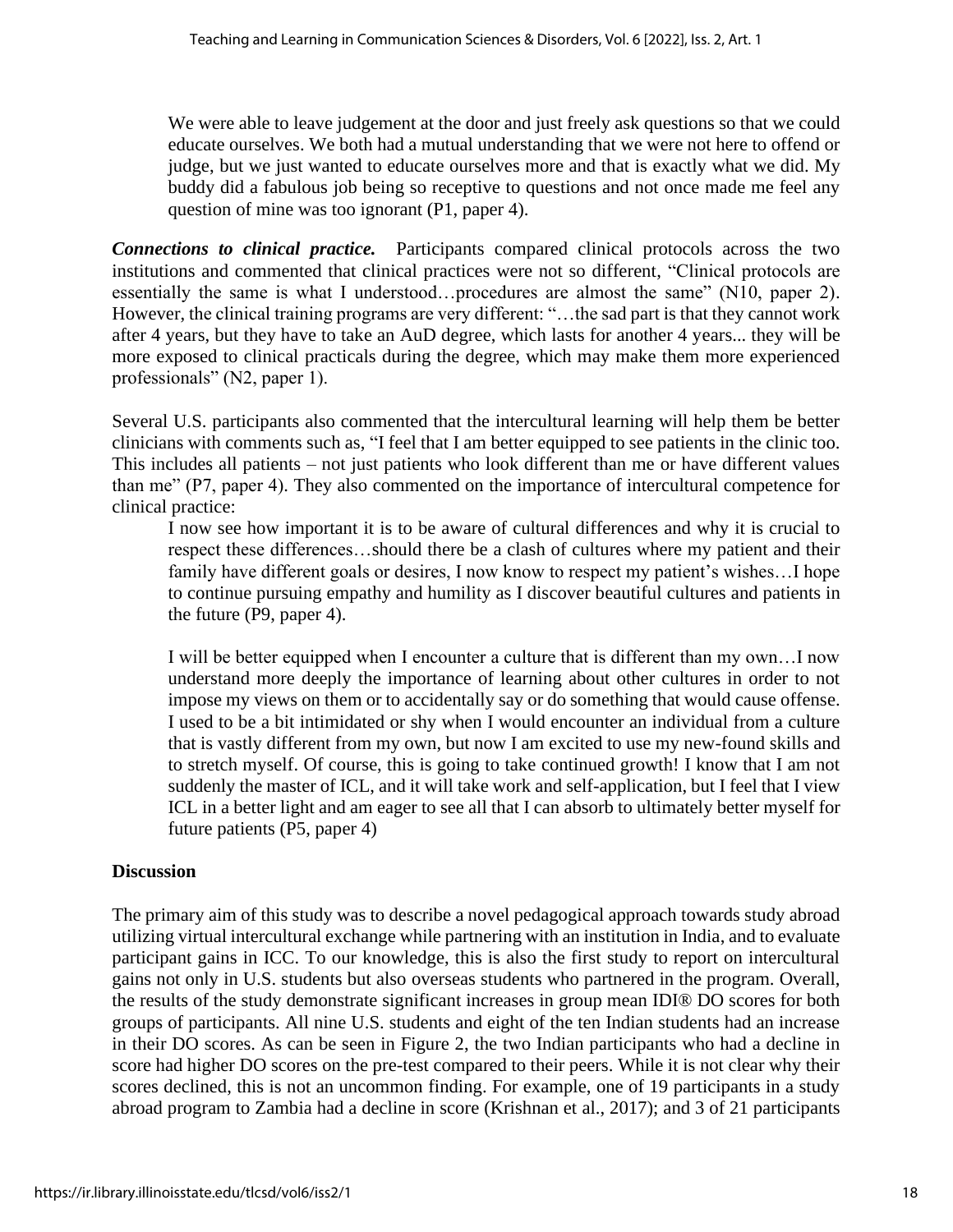> We were able to leave judgement at the door and just freely ask questions so that we could educate ourselves. We both had a mutual understanding that we were not here to offend or judge, but we just wanted to educate ourselves more and that is exactly what we did. My buddy did a fabulous job being so receptive to questions and not once made me feel any question of mine was too ignorant (P1, paper 4).

***Connections to clinical practice.*** Participants compared clinical protocols across the two institutions and commented that clinical practices were not so different, "Clinical protocols are essentially the same is what I understood…procedures are almost the same" (N10, paper 2). However, the clinical training programs are very different: "…the sad part is that they cannot work after 4 years, but they have to take an AuD degree, which lasts for another 4 years... they will be more exposed to clinical practicals during the degree, which may make them more experienced professionals" (N2, paper 1).

Several U.S. participants also commented that the intercultural learning will help them be better clinicians with comments such as, "I feel that I am better equipped to see patients in the clinic too. This includes all patients – not just patients who look different than me or have different values than me" (P7, paper 4). They also commented on the importance of intercultural competence for clinical practice:

> I now see how important it is to be aware of cultural differences and why it is crucial to respect these differences…should there be a clash of cultures where my patient and their family have different goals or desires, I now know to respect my patient's wishes…I hope to continue pursuing empathy and humility as I discover beautiful cultures and patients in the future (P9, paper 4).
>
> I will be better equipped when I encounter a culture that is different than my own…I now understand more deeply the importance of learning about other cultures in order to not impose my views on them or to accidentally say or do something that would cause offense. I used to be a bit intimidated or shy when I would encounter an individual from a culture that is vastly different from my own, but now I am excited to use my new-found skills and to stretch myself. Of course, this is going to take continued growth! I know that I am not suddenly the master of ICL, and it will take work and self-application, but I feel that I view ICL in a better light and am eager to see all that I can absorb to ultimately better myself for future patients (P5, paper 4)

## Discussion

The primary aim of this study was to describe a novel pedagogical approach towards study abroad utilizing virtual intercultural exchange while partnering with an institution in India, and to evaluate participant gains in ICC. To our knowledge, this is also the first study to report on intercultural gains not only in U.S. students but also overseas students who partnered in the program. Overall, the results of the study demonstrate significant increases in group mean IDI® DO scores for both groups of participants. All nine U.S. students and eight of the ten Indian students had an increase in their DO scores. As can be seen in Figure 2, the two Indian participants who had a decline in score had higher DO scores on the pre-test compared to their peers. While it is not clear why their scores declined, this is not an uncommon finding. For example, one of 19 participants in a study abroad program to Zambia had a decline in score (Krishnan et al., 2017); and 3 of 21 participants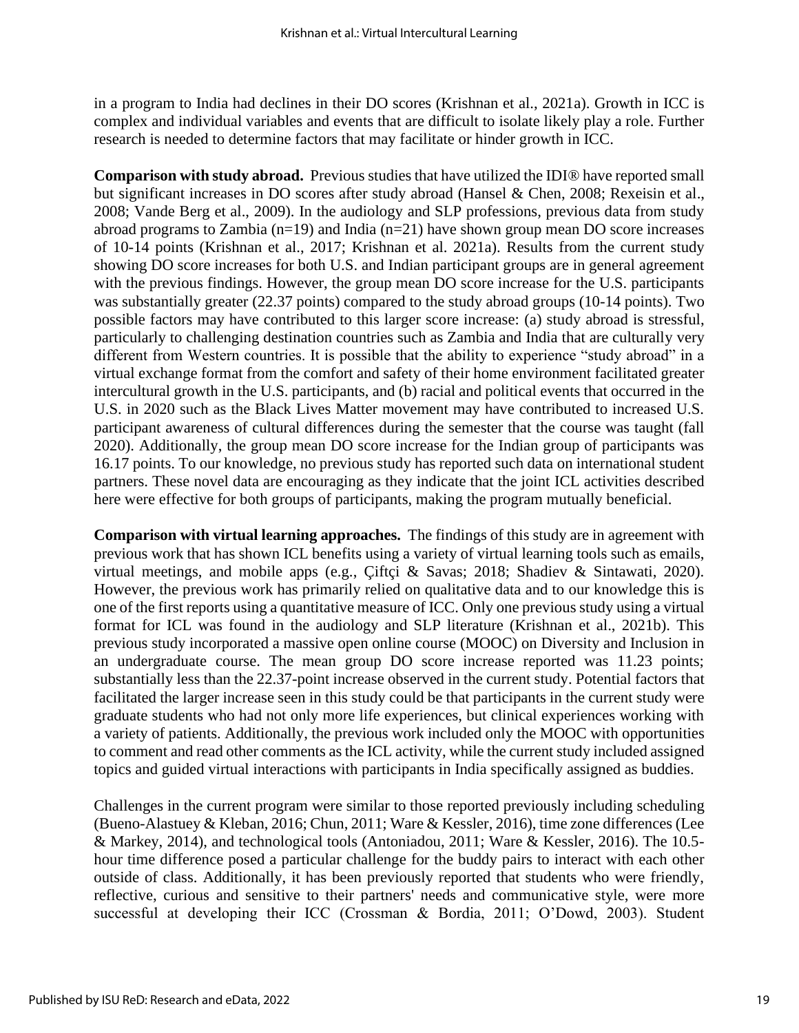in a program to India had declines in their DO scores (Krishnan et al., 2021a). Growth in ICC is complex and individual variables and events that are difficult to isolate likely play a role. Further research is needed to determine factors that may facilitate or hinder growth in ICC.

**Comparison with study abroad.** Previous studies that have utilized the IDI® have reported small but significant increases in DO scores after study abroad (Hansel & Chen, 2008; Rexeisin et al., 2008; Vande Berg et al., 2009). In the audiology and SLP professions, previous data from study abroad programs to Zambia (n=19) and India (n=21) have shown group mean DO score increases of 10-14 points (Krishnan et al., 2017; Krishnan et al. 2021a). Results from the current study showing DO score increases for both U.S. and Indian participant groups are in general agreement with the previous findings. However, the group mean DO score increase for the U.S. participants was substantially greater (22.37 points) compared to the study abroad groups (10-14 points). Two possible factors may have contributed to this larger score increase: (a) study abroad is stressful, particularly to challenging destination countries such as Zambia and India that are culturally very different from Western countries. It is possible that the ability to experience "study abroad" in a virtual exchange format from the comfort and safety of their home environment facilitated greater intercultural growth in the U.S. participants, and (b) racial and political events that occurred in the U.S. in 2020 such as the Black Lives Matter movement may have contributed to increased U.S. participant awareness of cultural differences during the semester that the course was taught (fall 2020). Additionally, the group mean DO score increase for the Indian group of participants was 16.17 points. To our knowledge, no previous study has reported such data on international student partners. These novel data are encouraging as they indicate that the joint ICL activities described here were effective for both groups of participants, making the program mutually beneficial.

**Comparison with virtual learning approaches.** The findings of this study are in agreement with previous work that has shown ICL benefits using a variety of virtual learning tools such as emails, virtual meetings, and mobile apps (e.g., Çiftçi & Savas; 2018; Shadiev & Sintawati, 2020). However, the previous work has primarily relied on qualitative data and to our knowledge this is one of the first reports using a quantitative measure of ICC. Only one previous study using a virtual format for ICL was found in the audiology and SLP literature (Krishnan et al., 2021b). This previous study incorporated a massive open online course (MOOC) on Diversity and Inclusion in an undergraduate course. The mean group DO score increase reported was 11.23 points; substantially less than the 22.37-point increase observed in the current study. Potential factors that facilitated the larger increase seen in this study could be that participants in the current study were graduate students who had not only more life experiences, but clinical experiences working with a variety of patients. Additionally, the previous work included only the MOOC with opportunities to comment and read other comments as the ICL activity, while the current study included assigned topics and guided virtual interactions with participants in India specifically assigned as buddies.

Challenges in the current program were similar to those reported previously including scheduling (Bueno-Alastuey & Kleban, 2016; Chun, 2011; Ware & Kessler, 2016), time zone differences (Lee & Markey, 2014), and technological tools (Antoniadou, 2011; Ware & Kessler, 2016). The 10.5-hour time difference posed a particular challenge for the buddy pairs to interact with each other outside of class. Additionally, it has been previously reported that students who were friendly, reflective, curious and sensitive to their partners' needs and communicative style, were more successful at developing their ICC (Crossman & Bordia, 2011; O'Dowd, 2003). Student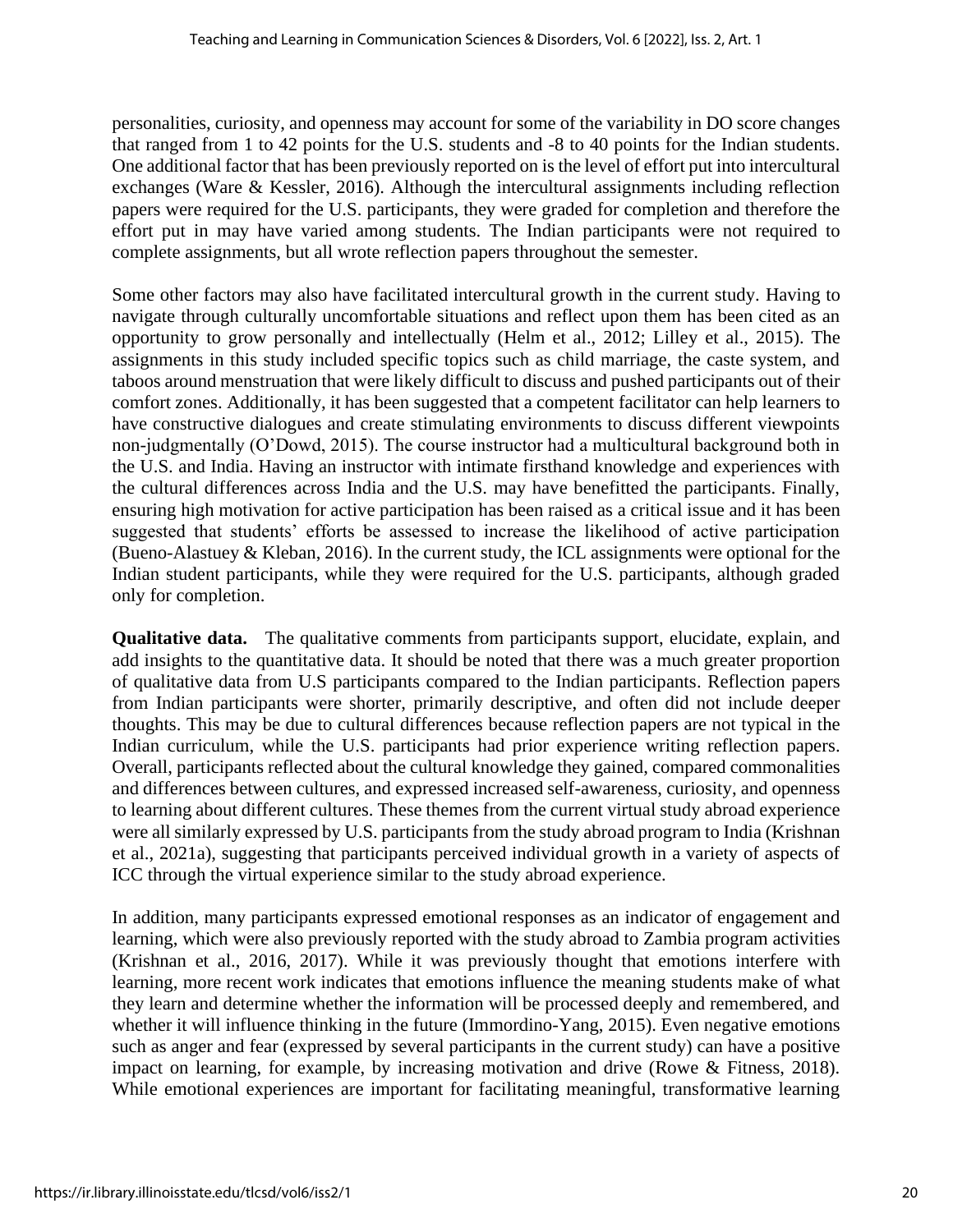personalities, curiosity, and openness may account for some of the variability in DO score changes that ranged from 1 to 42 points for the U.S. students and -8 to 40 points for the Indian students. One additional factor that has been previously reported on is the level of effort put into intercultural exchanges (Ware & Kessler, 2016). Although the intercultural assignments including reflection papers were required for the U.S. participants, they were graded for completion and therefore the effort put in may have varied among students. The Indian participants were not required to complete assignments, but all wrote reflection papers throughout the semester.

Some other factors may also have facilitated intercultural growth in the current study. Having to navigate through culturally uncomfortable situations and reflect upon them has been cited as an opportunity to grow personally and intellectually (Helm et al., 2012; Lilley et al., 2015). The assignments in this study included specific topics such as child marriage, the caste system, and taboos around menstruation that were likely difficult to discuss and pushed participants out of their comfort zones. Additionally, it has been suggested that a competent facilitator can help learners to have constructive dialogues and create stimulating environments to discuss different viewpoints non-judgmentally (O'Dowd, 2015). The course instructor had a multicultural background both in the U.S. and India. Having an instructor with intimate firsthand knowledge and experiences with the cultural differences across India and the U.S. may have benefitted the participants. Finally, ensuring high motivation for active participation has been raised as a critical issue and it has been suggested that students' efforts be assessed to increase the likelihood of active participation (Bueno-Alastuey & Kleban, 2016). In the current study, the ICL assignments were optional for the Indian student participants, while they were required for the U.S. participants, although graded only for completion.

**Qualitative data.** The qualitative comments from participants support, elucidate, explain, and add insights to the quantitative data. It should be noted that there was a much greater proportion of qualitative data from U.S participants compared to the Indian participants. Reflection papers from Indian participants were shorter, primarily descriptive, and often did not include deeper thoughts. This may be due to cultural differences because reflection papers are not typical in the Indian curriculum, while the U.S. participants had prior experience writing reflection papers. Overall, participants reflected about the cultural knowledge they gained, compared commonalities and differences between cultures, and expressed increased self-awareness, curiosity, and openness to learning about different cultures. These themes from the current virtual study abroad experience were all similarly expressed by U.S. participants from the study abroad program to India (Krishnan et al., 2021a), suggesting that participants perceived individual growth in a variety of aspects of ICC through the virtual experience similar to the study abroad experience.

In addition, many participants expressed emotional responses as an indicator of engagement and learning, which were also previously reported with the study abroad to Zambia program activities (Krishnan et al., 2016, 2017). While it was previously thought that emotions interfere with learning, more recent work indicates that emotions influence the meaning students make of what they learn and determine whether the information will be processed deeply and remembered, and whether it will influence thinking in the future (Immordino-Yang, 2015). Even negative emotions such as anger and fear (expressed by several participants in the current study) can have a positive impact on learning, for example, by increasing motivation and drive (Rowe & Fitness, 2018). While emotional experiences are important for facilitating meaningful, transformative learning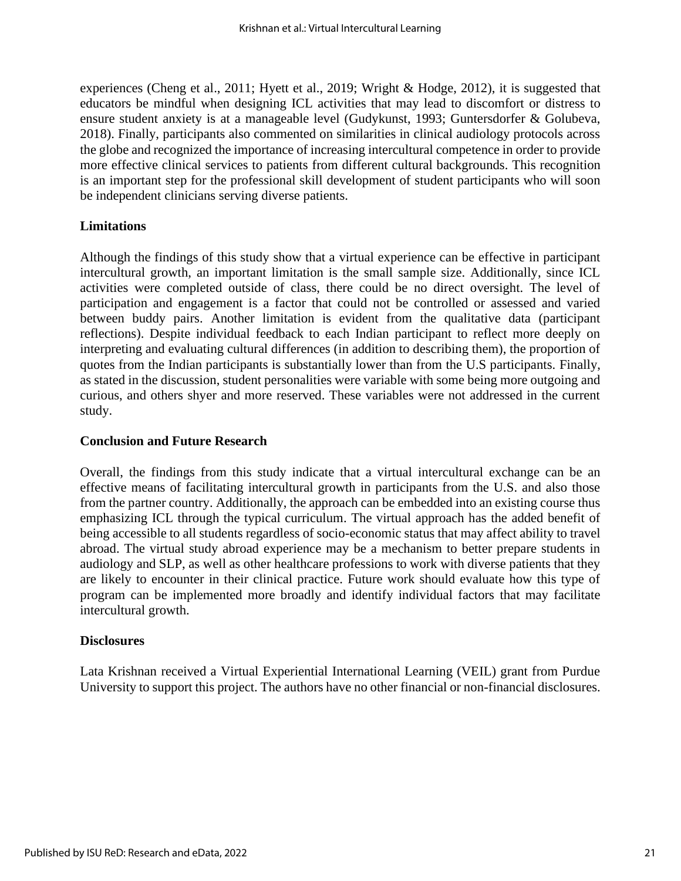experiences (Cheng et al., 2011; Hyett et al., 2019; Wright & Hodge, 2012), it is suggested that educators be mindful when designing ICL activities that may lead to discomfort or distress to ensure student anxiety is at a manageable level (Gudykunst, 1993; Guntersdorfer & Golubeva, 2018). Finally, participants also commented on similarities in clinical audiology protocols across the globe and recognized the importance of increasing intercultural competence in order to provide more effective clinical services to patients from different cultural backgrounds. This recognition is an important step for the professional skill development of student participants who will soon be independent clinicians serving diverse patients.

## Limitations

Although the findings of this study show that a virtual experience can be effective in participant intercultural growth, an important limitation is the small sample size. Additionally, since ICL activities were completed outside of class, there could be no direct oversight. The level of participation and engagement is a factor that could not be controlled or assessed and varied between buddy pairs. Another limitation is evident from the qualitative data (participant reflections). Despite individual feedback to each Indian participant to reflect more deeply on interpreting and evaluating cultural differences (in addition to describing them), the proportion of quotes from the Indian participants is substantially lower than from the U.S participants. Finally, as stated in the discussion, student personalities were variable with some being more outgoing and curious, and others shyer and more reserved. These variables were not addressed in the current study.

## Conclusion and Future Research

Overall, the findings from this study indicate that a virtual intercultural exchange can be an effective means of facilitating intercultural growth in participants from the U.S. and also those from the partner country. Additionally, the approach can be embedded into an existing course thus emphasizing ICL through the typical curriculum. The virtual approach has the added benefit of being accessible to all students regardless of socio-economic status that may affect ability to travel abroad. The virtual study abroad experience may be a mechanism to better prepare students in audiology and SLP, as well as other healthcare professions to work with diverse patients that they are likely to encounter in their clinical practice. Future work should evaluate how this type of program can be implemented more broadly and identify individual factors that may facilitate intercultural growth.

## Disclosures

Lata Krishnan received a Virtual Experiential International Learning (VEIL) grant from Purdue University to support this project. The authors have no other financial or non-financial disclosures.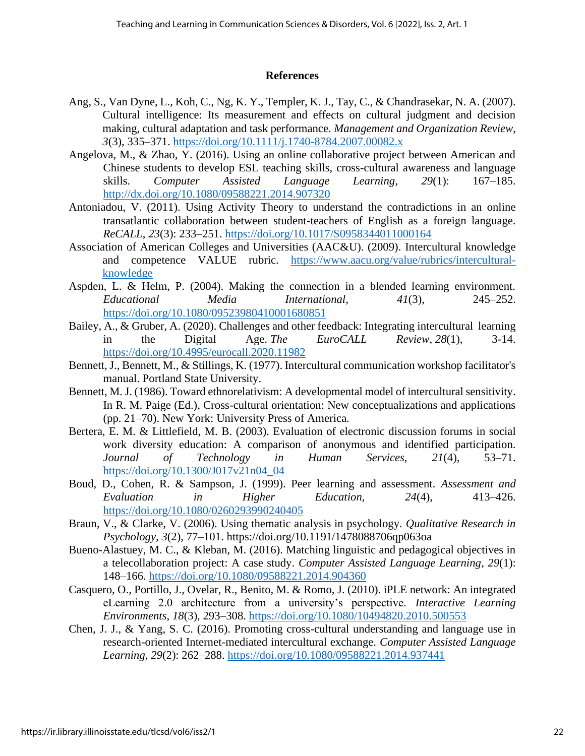## References

Ang, S., Van Dyne, L., Koh, C., Ng, K. Y., Templer, K. J., Tay, C., & Chandrasekar, N. A. (2007). Cultural intelligence: Its measurement and effects on cultural judgment and decision making, cultural adaptation and task performance. *Management and Organization Review, 3*(3), 335–371. https://doi.org/10.1111/j.1740-8784.2007.00082.x

Angelova, M., & Zhao, Y. (2016). Using an online collaborative project between American and Chinese students to develop ESL teaching skills, cross-cultural awareness and language skills. *Computer Assisted Language Learning*, *29*(1): 167–185. http://dx.doi.org/10.1080/09588221.2014.907320

Antoniadou, V. (2011). Using Activity Theory to understand the contradictions in an online transatlantic collaboration between student-teachers of English as a foreign language. *ReCALL*, *23*(3): 233–251. https://doi.org/10.1017/S0958344011000164

Association of American Colleges and Universities (AAC&U). (2009). Intercultural knowledge and competence VALUE rubric. https://www.aacu.org/value/rubrics/intercultural-knowledge

Aspden, L. & Helm, P. (2004). Making the connection in a blended learning environment. *Educational Media International*, *41*(3), 245–252. https://doi.org/10.1080/09523980410001680851

Bailey, A., & Gruber, A. (2020). Challenges and other feedback: Integrating intercultural learning in the Digital Age. *The EuroCALL Review*, *28*(1), 3-14. https://doi.org/10.4995/eurocall.2020.11982

Bennett, J., Bennett, M., & Stillings, K. (1977). Intercultural communication workshop facilitator's manual. Portland State University.

Bennett, M. J. (1986). Toward ethnorelativism: A developmental model of intercultural sensitivity. In R. M. Paige (Ed.), Cross-cultural orientation: New conceptualizations and applications (pp. 21–70). New York: University Press of America.

Bertera, E. M. & Littlefield, M. B. (2003). Evaluation of electronic discussion forums in social work diversity education: A comparison of anonymous and identified participation. *Journal of Technology in Human Services, 21*(4), 53–71. https://doi.org/10.1300/J017v21n04_04

Boud, D., Cohen, R. & Sampson, J. (1999). Peer learning and assessment. *Assessment and Evaluation in Higher Education*, *24*(4), 413–426. https://doi.org/10.1080/0260293990240405

Braun, V., & Clarke, V. (2006). Using thematic analysis in psychology. *Qualitative Research in Psychology, 3*(2), 77–101. https://doi.org/10.1191/1478088706qp063oa

Bueno-Alastuey, M. C., & Kleban, M. (2016). Matching linguistic and pedagogical objectives in a telecollaboration project: A case study. *Computer Assisted Language Learning*, *29*(1): 148–166. https://doi.org/10.1080/09588221.2014.904360

Casquero, O., Portillo, J., Ovelar, R., Benito, M. & Romo, J. (2010). iPLE network: An integrated eLearning 2.0 architecture from a university's perspective. *Interactive Learning Environments*, *18*(3), 293–308. https://doi.org/10.1080/10494820.2010.500553

Chen, J. J., & Yang, S. C. (2016). Promoting cross-cultural understanding and language use in research-oriented Internet-mediated intercultural exchange. *Computer Assisted Language Learning*, *29*(2): 262–288. https://doi.org/10.1080/09588221.2014.937441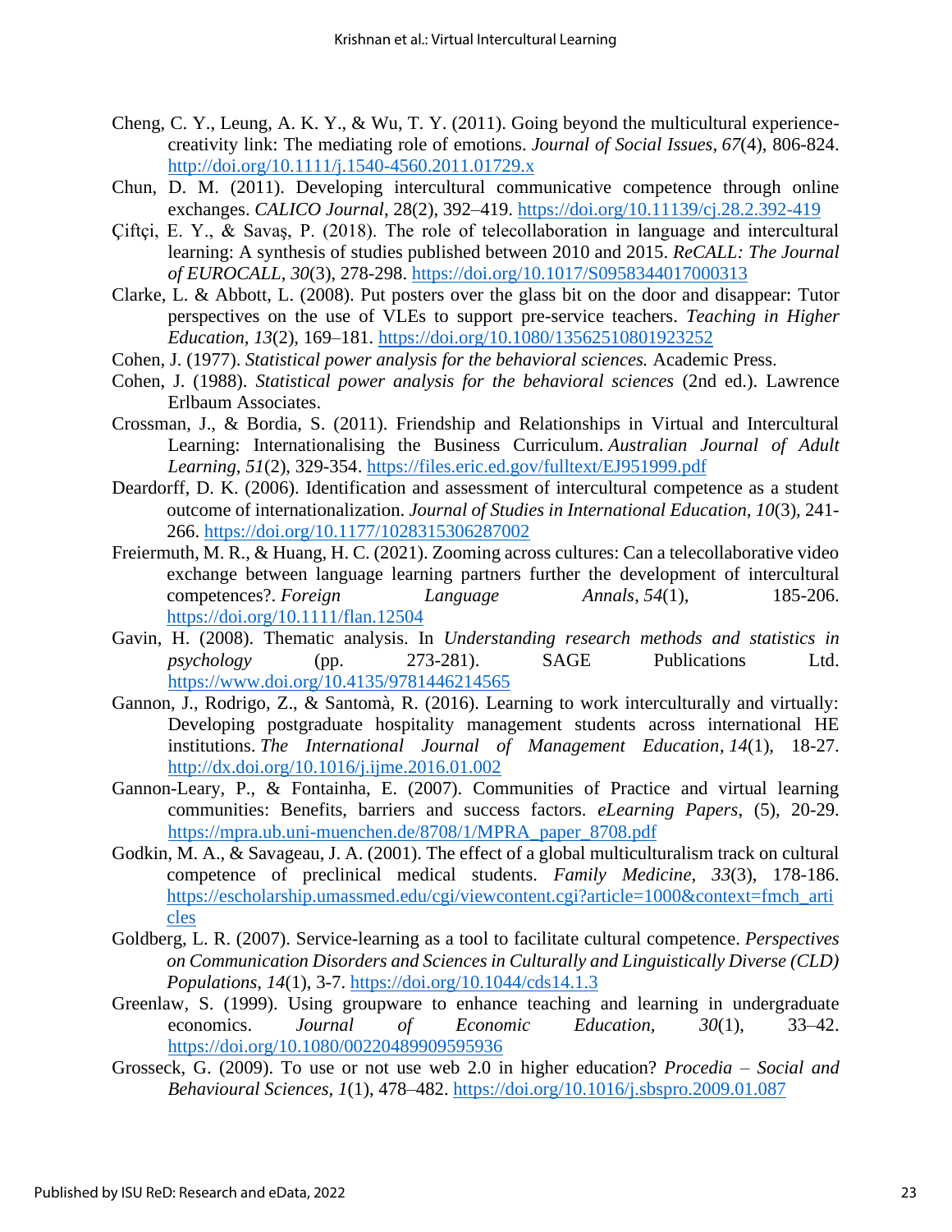Cheng, C. Y., Leung, A. K. Y., & Wu, T. Y. (2011). Going beyond the multicultural experience-creativity link: The mediating role of emotions. *Journal of Social Issues*, *67*(4), 806-824. http://doi.org/10.1111/j.1540-4560.2011.01729.x

Chun, D. M. (2011). Developing intercultural communicative competence through online exchanges. *CALICO Journal*, 28(2), 392–419. https://doi.org/10.11139/cj.28.2.392-419

Çiftçi, E. Y., & Savaş, P. (2018). The role of telecollaboration in language and intercultural learning: A synthesis of studies published between 2010 and 2015. *ReCALL: The Journal of EUROCALL*, *30*(3), 278-298. https://doi.org/10.1017/S0958344017000313

Clarke, L. & Abbott, L. (2008). Put posters over the glass bit on the door and disappear: Tutor perspectives on the use of VLEs to support pre-service teachers. *Teaching in Higher Education*, *13*(2), 169–181. https://doi.org/10.1080/13562510801923252

Cohen, J. (1977). *Statistical power analysis for the behavioral sciences.* Academic Press.

Cohen, J. (1988). *Statistical power analysis for the behavioral sciences* (2nd ed.). Lawrence Erlbaum Associates.

Crossman, J., & Bordia, S. (2011). Friendship and Relationships in Virtual and Intercultural Learning: Internationalising the Business Curriculum. *Australian Journal of Adult Learning*, *51*(2), 329-354. https://files.eric.ed.gov/fulltext/EJ951999.pdf

Deardorff, D. K. (2006). Identification and assessment of intercultural competence as a student outcome of internationalization. *Journal of Studies in International Education*, *10*(3), 241-266. https://doi.org/10.1177/1028315306287002

Freiermuth, M. R., & Huang, H. C. (2021). Zooming across cultures: Can a telecollaborative video exchange between language learning partners further the development of intercultural competences?. *Foreign Language Annals*, *54*(1), 185-206. https://doi.org/10.1111/flan.12504

Gavin, H. (2008). Thematic analysis. In *Understanding research methods and statistics in psychology* (pp. 273-281). SAGE Publications Ltd. https://www.doi.org/10.4135/9781446214565

Gannon, J., Rodrigo, Z., & Santomà, R. (2016). Learning to work interculturally and virtually: Developing postgraduate hospitality management students across international HE institutions. *The International Journal of Management Education*, *14*(1), 18-27. http://dx.doi.org/10.1016/j.ijme.2016.01.002

Gannon-Leary, P., & Fontainha, E. (2007). Communities of Practice and virtual learning communities: Benefits, barriers and success factors. *eLearning Papers*, (5), 20-29. https://mpra.ub.uni-muenchen.de/8708/1/MPRA_paper_8708.pdf

Godkin, M. A., & Savageau, J. A. (2001). The effect of a global multiculturalism track on cultural competence of preclinical medical students. *Family Medicine*, *33*(3), 178-186. https://escholarship.umassmed.edu/cgi/viewcontent.cgi?article=1000&context=fmch_articles

Goldberg, L. R. (2007). Service-learning as a tool to facilitate cultural competence. *Perspectives on Communication Disorders and Sciences in Culturally and Linguistically Diverse (CLD) Populations*, *14*(1), 3-7. https://doi.org/10.1044/cds14.1.3

Greenlaw, S. (1999). Using groupware to enhance teaching and learning in undergraduate economics. *Journal of Economic Education*, *30*(1), 33–42. https://doi.org/10.1080/00220489909595936

Grosseck, G. (2009). To use or not use web 2.0 in higher education? *Procedia – Social and Behavioural Sciences*, *1*(1), 478–482. https://doi.org/10.1016/j.sbspro.2009.01.087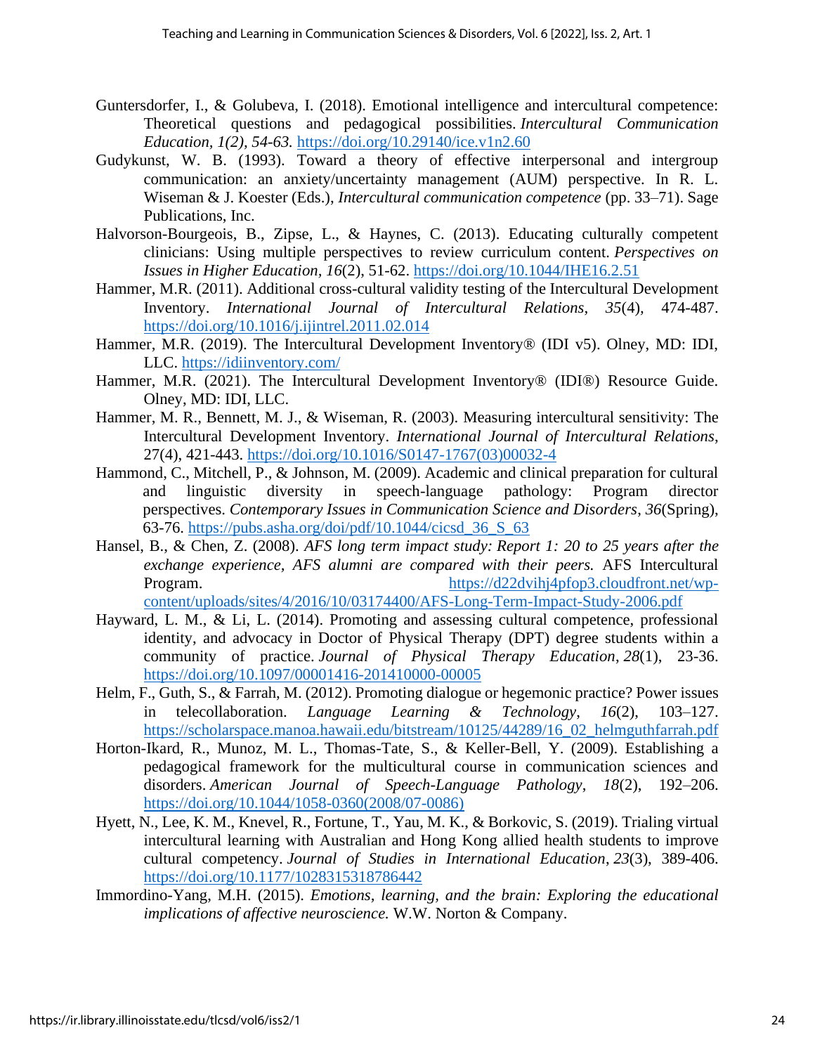Guntersdorfer, I., & Golubeva, I. (2018). Emotional intelligence and intercultural competence: Theoretical questions and pedagogical possibilities. *Intercultural Communication Education, 1(2), 54-63.* https://doi.org/10.29140/ice.v1n2.60

Gudykunst, W. B. (1993). Toward a theory of effective interpersonal and intergroup communication: an anxiety/uncertainty management (AUM) perspective. In R. L. Wiseman & J. Koester (Eds.), *Intercultural communication competence* (pp. 33–71). Sage Publications, Inc.

Halvorson-Bourgeois, B., Zipse, L., & Haynes, C. (2013). Educating culturally competent clinicians: Using multiple perspectives to review curriculum content. *Perspectives on Issues in Higher Education, 16*(2), 51-62. https://doi.org/10.1044/IHE16.2.51

Hammer, M.R. (2011). Additional cross-cultural validity testing of the Intercultural Development Inventory. *International Journal of Intercultural Relations*, *35*(4), 474-487. https://doi.org/10.1016/j.ijintrel.2011.02.014

Hammer, M.R. (2019). The Intercultural Development Inventory® (IDI v5). Olney, MD: IDI, LLC. https://idiinventory.com/

Hammer, M.R. (2021). The Intercultural Development Inventory® (IDI®) Resource Guide. Olney, MD: IDI, LLC.

Hammer, M. R., Bennett, M. J., & Wiseman, R. (2003). Measuring intercultural sensitivity: The Intercultural Development Inventory. *International Journal of Intercultural Relations*, 27(4), 421-443. https://doi.org/10.1016/S0147-1767(03)00032-4

Hammond, C., Mitchell, P., & Johnson, M. (2009). Academic and clinical preparation for cultural and linguistic diversity in speech-language pathology: Program director perspectives. *Contemporary Issues in Communication Science and Disorders*, *36*(Spring), 63-76. https://pubs.asha.org/doi/pdf/10.1044/cicsd_36_S_63

Hansel, B., & Chen, Z. (2008). *AFS long term impact study: Report 1: 20 to 25 years after the exchange experience, AFS alumni are compared with their peers.* AFS Intercultural Program. https://d22dvihj4pfop3.cloudfront.net/wp-content/uploads/sites/4/2016/10/03174400/AFS-Long-Term-Impact-Study-2006.pdf

Hayward, L. M., & Li, L. (2014). Promoting and assessing cultural competence, professional identity, and advocacy in Doctor of Physical Therapy (DPT) degree students within a community of practice. *Journal of Physical Therapy Education*, *28*(1), 23-36. https://doi.org/10.1097/00001416-201410000-00005

Helm, F., Guth, S., & Farrah, M. (2012). Promoting dialogue or hegemonic practice? Power issues in telecollaboration. *Language Learning & Technology, 16*(2), 103–127. https://scholarspace.manoa.hawaii.edu/bitstream/10125/44289/16_02_helmguthfarrah.pdf

Horton-Ikard, R., Munoz, M. L., Thomas-Tate, S., & Keller-Bell, Y. (2009). Establishing a pedagogical framework for the multicultural course in communication sciences and disorders. *American Journal of Speech-Language Pathology*, *18*(2), 192–206. https://doi.org/10.1044/1058-0360(2008/07-0086)

Hyett, N., Lee, K. M., Knevel, R., Fortune, T., Yau, M. K., & Borkovic, S. (2019). Trialing virtual intercultural learning with Australian and Hong Kong allied health students to improve cultural competency. *Journal of Studies in International Education*, *23*(3), 389-406. https://doi.org/10.1177/1028315318786442

Immordino-Yang, M.H. (2015). *Emotions, learning, and the brain: Exploring the educational implications of affective neuroscience.* W.W. Norton & Company.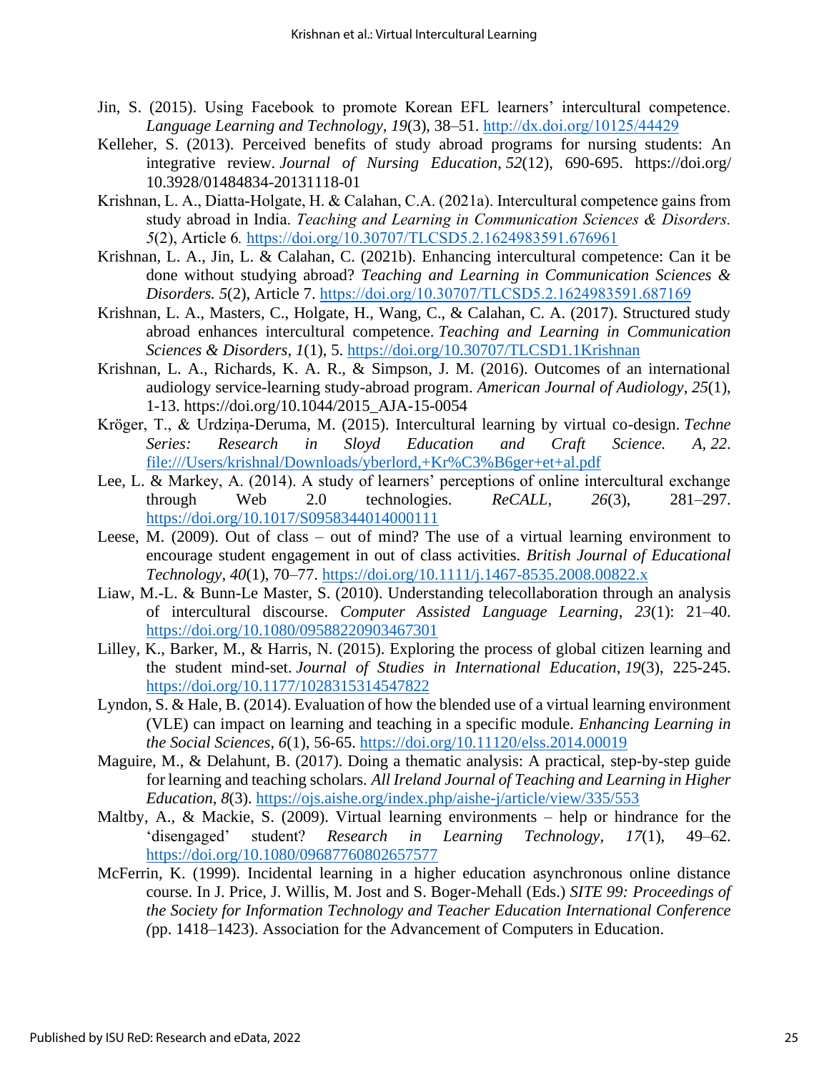Jin, S. (2015). Using Facebook to promote Korean EFL learners' intercultural competence. *Language Learning and Technology*, *19*(3), 38–51. http://dx.doi.org/10125/44429

Kelleher, S. (2013). Perceived benefits of study abroad programs for nursing students: An integrative review. *Journal of Nursing Education*, *52*(12), 690-695. https://doi.org/ 10.3928/01484834-20131118-01

Krishnan, L. A., Diatta-Holgate, H. & Calahan, C.A. (2021a). Intercultural competence gains from study abroad in India. *Teaching and Learning in Communication Sciences & Disorders. 5*(2), Article 6*.* https://doi.org/10.30707/TLCSD5.2.1624983591.676961

Krishnan, L. A., Jin, L. & Calahan, C. (2021b). Enhancing intercultural competence: Can it be done without studying abroad? *Teaching and Learning in Communication Sciences & Disorders. 5*(2), Article 7. https://doi.org/10.30707/TLCSD5.2.1624983591.687169

Krishnan, L. A., Masters, C., Holgate, H., Wang, C., & Calahan, C. A. (2017). Structured study abroad enhances intercultural competence. *Teaching and Learning in Communication Sciences & Disorders*, *1*(1), 5. https://doi.org/10.30707/TLCSD1.1Krishnan

Krishnan, L. A., Richards, K. A. R., & Simpson, J. M. (2016). Outcomes of an international audiology service-learning study-abroad program. *American Journal of Audiology*, *25*(1), 1-13. https://doi.org/10.1044/2015_AJA-15-0054

Kröger, T., & Urdziņa-Deruma, M. (2015). Intercultural learning by virtual co-design. *Techne Series: Research in Sloyd Education and Craft Science. A*, *22*. file:///Users/krishnal/Downloads/yberlord,+Kr%C3%B6ger+et+al.pdf

Lee, L. & Markey, A. (2014). A study of learners' perceptions of online intercultural exchange through Web 2.0 technologies. *ReCALL*, *26*(3), 281–297. https://doi.org/10.1017/S0958344014000111

Leese, M. (2009). Out of class – out of mind? The use of a virtual learning environment to encourage student engagement in out of class activities. *British Journal of Educational Technology*, *40*(1), 70–77. https://doi.org/10.1111/j.1467-8535.2008.00822.x

Liaw, M.-L. & Bunn-Le Master, S. (2010). Understanding telecollaboration through an analysis of intercultural discourse. *Computer Assisted Language Learning*, *23*(1): 21–40. https://doi.org/10.1080/09588220903467301

Lilley, K., Barker, M., & Harris, N. (2015). Exploring the process of global citizen learning and the student mind-set. *Journal of Studies in International Education*, *19*(3), 225-245. https://doi.org/10.1177/1028315314547822

Lyndon, S. & Hale, B. (2014). Evaluation of how the blended use of a virtual learning environment (VLE) can impact on learning and teaching in a specific module. *Enhancing Learning in the Social Sciences*, *6*(1), 56-65. https://doi.org/10.11120/elss.2014.00019

Maguire, M., & Delahunt, B. (2017). Doing a thematic analysis: A practical, step-by-step guide for learning and teaching scholars. *All Ireland Journal of Teaching and Learning in Higher Education*, *8*(3). https://ojs.aishe.org/index.php/aishe-j/article/view/335/553

Maltby, A., & Mackie, S. (2009). Virtual learning environments – help or hindrance for the 'disengaged' student? *Research in Learning Technology*, *17*(1), 49–62. https://doi.org/10.1080/09687760802657577

McFerrin, K. (1999). Incidental learning in a higher education asynchronous online distance course. In J. Price, J. Willis, M. Jost and S. Boger-Mehall (Eds.) *SITE 99: Proceedings of the Society for Information Technology and Teacher Education International Conference (*pp. 1418–1423). Association for the Advancement of Computers in Education.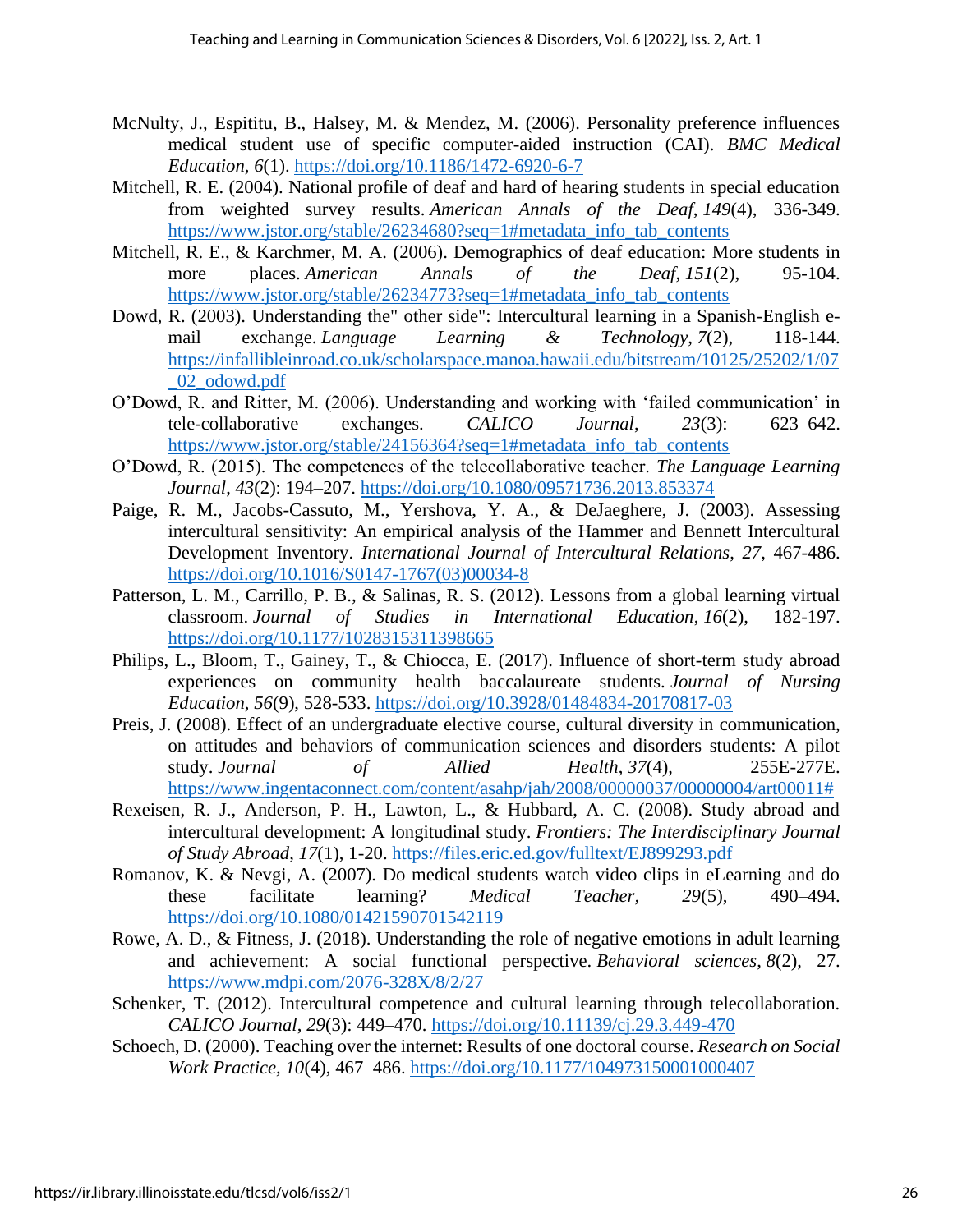McNulty, J., Espititu, B., Halsey, M. & Mendez, M. (2006). Personality preference influences medical student use of specific computer-aided instruction (CAI). *BMC Medical Education, 6*(1). https://doi.org/10.1186/1472-6920-6-7

Mitchell, R. E. (2004). National profile of deaf and hard of hearing students in special education from weighted survey results. *American Annals of the Deaf*, *149*(4), 336-349. https://www.jstor.org/stable/26234680?seq=1#metadata_info_tab_contents

Mitchell, R. E., & Karchmer, M. A. (2006). Demographics of deaf education: More students in more places. *American Annals of the Deaf*, *151*(2), 95-104. https://www.jstor.org/stable/26234773?seq=1#metadata_info_tab_contents

Dowd, R. (2003). Understanding the" other side": Intercultural learning in a Spanish-English e-mail exchange. *Language Learning & Technology*, *7*(2), 118-144. https://infallibleinroad.co.uk/scholarspace.manoa.hawaii.edu/bitstream/10125/25202/1/07_02_odowd.pdf

O'Dowd, R. and Ritter, M. (2006). Understanding and working with 'failed communication' in tele-collaborative exchanges. *CALICO Journal*, *23*(3): 623–642. https://www.jstor.org/stable/24156364?seq=1#metadata_info_tab_contents

O'Dowd, R. (2015). The competences of the telecollaborative teacher. *The Language Learning Journal*, *43*(2): 194–207. https://doi.org/10.1080/09571736.2013.853374

Paige, R. M., Jacobs-Cassuto, M., Yershova, Y. A., & DeJaeghere, J. (2003). Assessing intercultural sensitivity: An empirical analysis of the Hammer and Bennett Intercultural Development Inventory. *International Journal of Intercultural Relations*, *27*, 467-486. https://doi.org/10.1016/S0147-1767(03)00034-8

Patterson, L. M., Carrillo, P. B., & Salinas, R. S. (2012). Lessons from a global learning virtual classroom. *Journal of Studies in International Education*, *16*(2), 182-197. https://doi.org/10.1177/1028315311398665

Philips, L., Bloom, T., Gainey, T., & Chiocca, E. (2017). Influence of short-term study abroad experiences on community health baccalaureate students. *Journal of Nursing Education*, *56*(9), 528-533. https://doi.org/10.3928/01484834-20170817-03

Preis, J. (2008). Effect of an undergraduate elective course, cultural diversity in communication, on attitudes and behaviors of communication sciences and disorders students: A pilot study. *Journal of Allied Health*, *37*(4), 255E-277E. https://www.ingentaconnect.com/content/asahp/jah/2008/00000037/00000004/art00011#

Rexeisen, R. J., Anderson, P. H., Lawton, L., & Hubbard, A. C. (2008). Study abroad and intercultural development: A longitudinal study. *Frontiers: The Interdisciplinary Journal of Study Abroad*, *17*(1), 1-20. https://files.eric.ed.gov/fulltext/EJ899293.pdf

Romanov, K. & Nevgi, A. (2007). Do medical students watch video clips in eLearning and do these facilitate learning? *Medical Teacher, 29*(5), 490–494. https://doi.org/10.1080/01421590701542119

Rowe, A. D., & Fitness, J. (2018). Understanding the role of negative emotions in adult learning and achievement: A social functional perspective. *Behavioral sciences*, *8*(2), 27. https://www.mdpi.com/2076-328X/8/2/27

Schenker, T. (2012). Intercultural competence and cultural learning through telecollaboration. *CALICO Journal*, *29*(3): 449–470. https://doi.org/10.11139/cj.29.3.449-470

Schoech, D. (2000). Teaching over the internet: Results of one doctoral course. *Research on Social Work Practice, 10*(4), 467–486. https://doi.org/10.1177/104973150001000407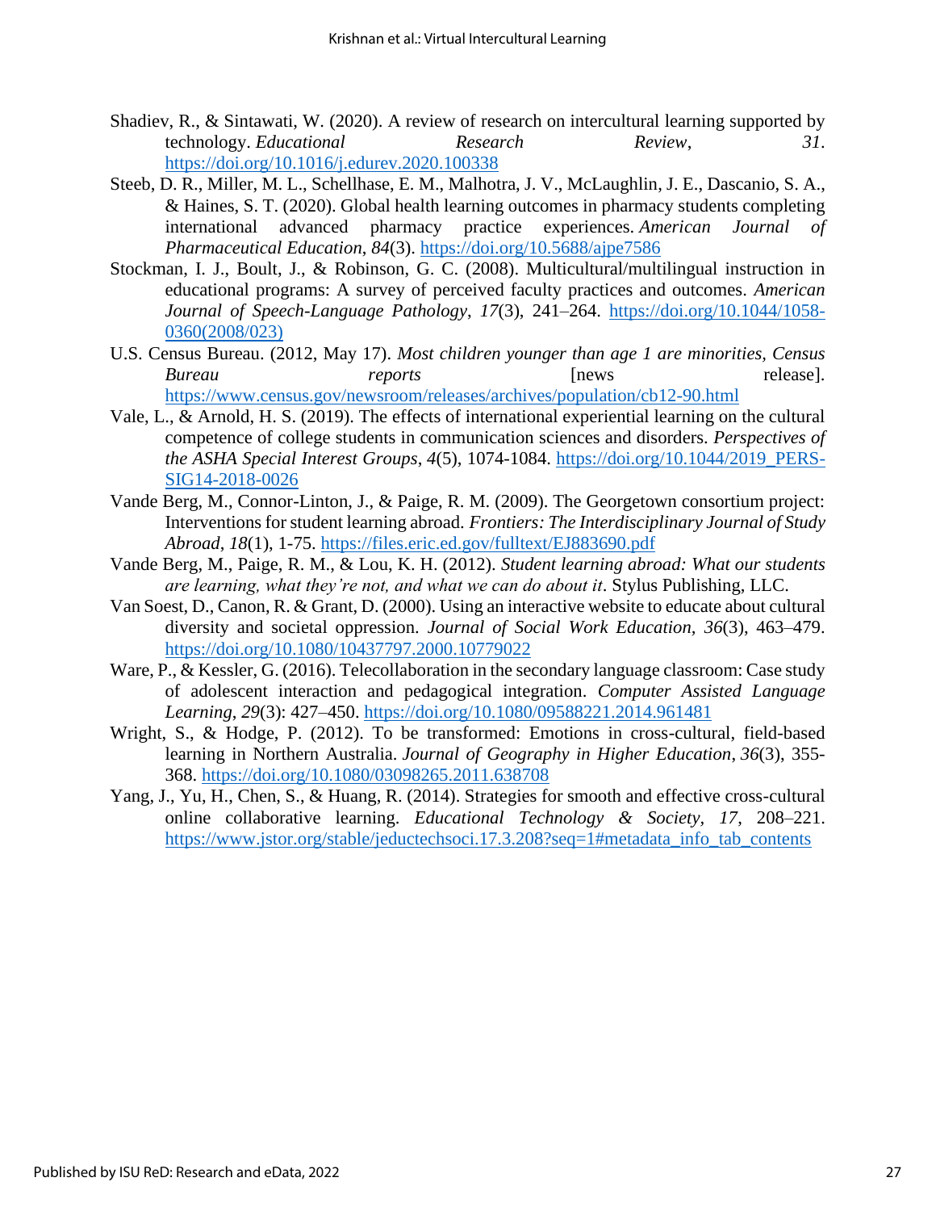Shadiev, R., & Sintawati, W. (2020). A review of research on intercultural learning supported by technology. *Educational Research Review*, *31*. https://doi.org/10.1016/j.edurev.2020.100338

Steeb, D. R., Miller, M. L., Schellhase, E. M., Malhotra, J. V., McLaughlin, J. E., Dascanio, S. A., & Haines, S. T. (2020). Global health learning outcomes in pharmacy students completing international advanced pharmacy practice experiences. *American Journal of Pharmaceutical Education*, *84*(3). https://doi.org/10.5688/ajpe7586

Stockman, I. J., Boult, J., & Robinson, G. C. (2008). Multicultural/multilingual instruction in educational programs: A survey of perceived faculty practices and outcomes. *American Journal of Speech-Language Pathology*, *17*(3), 241–264. https://doi.org/10.1044/1058-0360(2008/023)

U.S. Census Bureau. (2012, May 17). *Most children younger than age 1 are minorities, Census Bureau reports* [news release]. https://www.census.gov/newsroom/releases/archives/population/cb12-90.html

Vale, L., & Arnold, H. S. (2019). The effects of international experiential learning on the cultural competence of college students in communication sciences and disorders. *Perspectives of the ASHA Special Interest Groups*, *4*(5), 1074-1084. https://doi.org/10.1044/2019_PERS-SIG14-2018-0026

Vande Berg, M., Connor-Linton, J., & Paige, R. M. (2009). The Georgetown consortium project: Interventions for student learning abroad. *Frontiers: The Interdisciplinary Journal of Study Abroad*, *18*(1), 1-75. https://files.eric.ed.gov/fulltext/EJ883690.pdf

Vande Berg, M., Paige, R. M., & Lou, K. H. (2012). *Student learning abroad: What our students are learning, what they're not, and what we can do about it*. Stylus Publishing, LLC.

Van Soest, D., Canon, R. & Grant, D. (2000). Using an interactive website to educate about cultural diversity and societal oppression. *Journal of Social Work Education, 36*(3), 463–479. https://doi.org/10.1080/10437797.2000.10779022

Ware, P., & Kessler, G. (2016). Telecollaboration in the secondary language classroom: Case study of adolescent interaction and pedagogical integration. *Computer Assisted Language Learning*, *29*(3): 427–450. https://doi.org/10.1080/09588221.2014.961481

Wright, S., & Hodge, P. (2012). To be transformed: Emotions in cross-cultural, field-based learning in Northern Australia. *Journal of Geography in Higher Education*, *36*(3), 355-368. https://doi.org/10.1080/03098265.2011.638708

Yang, J., Yu, H., Chen, S., & Huang, R. (2014). Strategies for smooth and effective cross-cultural online collaborative learning. *Educational Technology & Society, 17*, 208–221. https://www.jstor.org/stable/jeductechsoci.17.3.208?seq=1#metadata_info_tab_contents